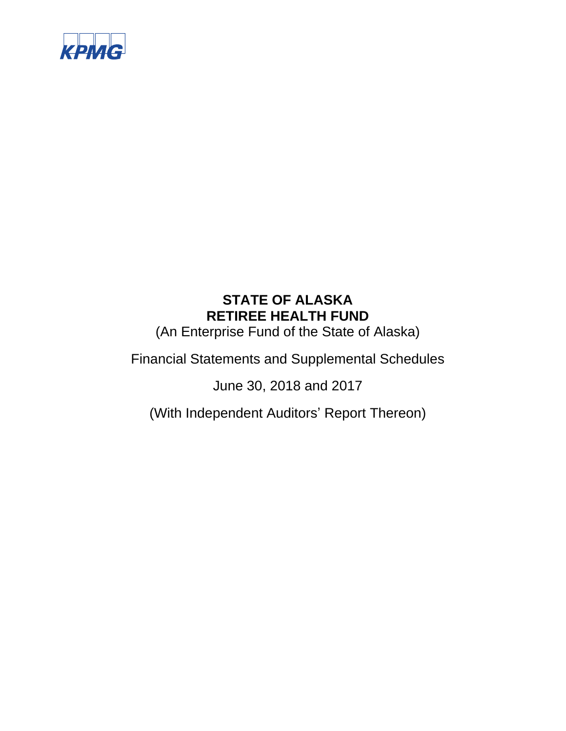KPMG

# STATE OF ALASKA
# RETIREE HEALTH FUND

(An Enterprise Fund of the State of Alaska)

Financial Statements and Supplemental Schedules

June 30, 2018 and 2017

(With Independent Auditors' Report Thereon)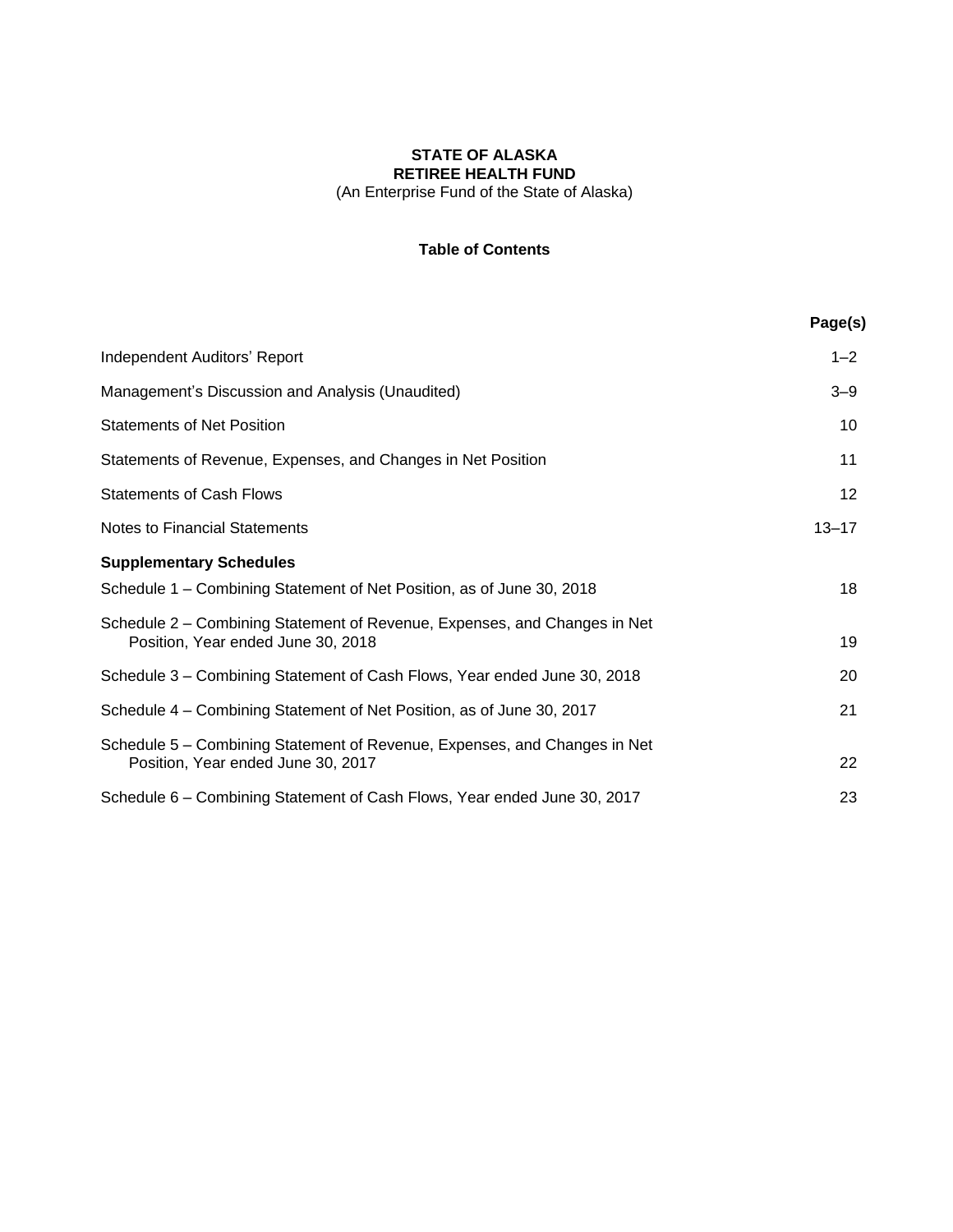**STATE OF ALASKA**
**RETIREE HEALTH FUND**
(An Enterprise Fund of the State of Alaska)

**Table of Contents**

| | **Page(s)** |
|---|---|
| Independent Auditors' Report | 1–2 |
| Management's Discussion and Analysis (Unaudited) | 3–9 |
| Statements of Net Position | 10 |
| Statements of Revenue, Expenses, and Changes in Net Position | 11 |
| Statements of Cash Flows | 12 |
| Notes to Financial Statements | 13–17 |
| **Supplementary Schedules** | |
| Schedule 1 – Combining Statement of Net Position, as of June 30, 2018 | 18 |
| Schedule 2 – Combining Statement of Revenue, Expenses, and Changes in Net Position, Year ended June 30, 2018 | 19 |
| Schedule 3 – Combining Statement of Cash Flows, Year ended June 30, 2018 | 20 |
| Schedule 4 – Combining Statement of Net Position, as of June 30, 2017 | 21 |
| Schedule 5 – Combining Statement of Revenue, Expenses, and Changes in Net Position, Year ended June 30, 2017 | 22 |
| Schedule 6 – Combining Statement of Cash Flows, Year ended June 30, 2017 | 23 |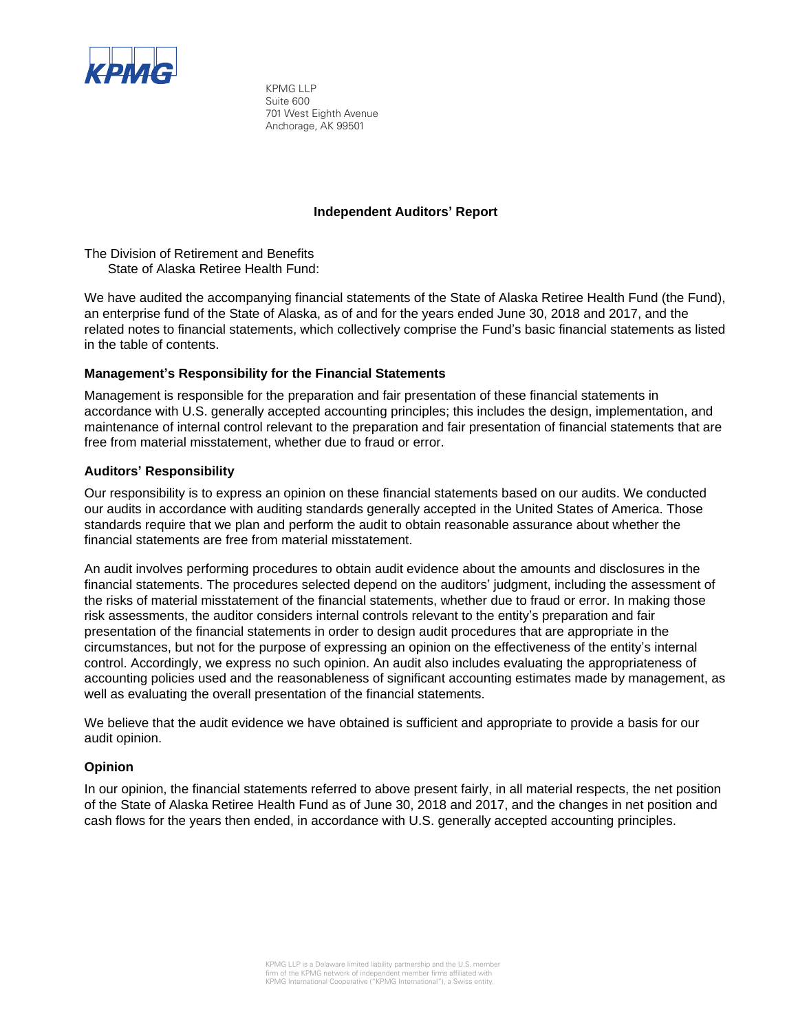KPMG LLP
Suite 600
701 West Eighth Avenue
Anchorage, AK 99501

# Independent Auditors' Report

The Division of Retirement and Benefits
State of Alaska Retiree Health Fund:

We have audited the accompanying financial statements of the State of Alaska Retiree Health Fund (the Fund), an enterprise fund of the State of Alaska, as of and for the years ended June 30, 2018 and 2017, and the related notes to financial statements, which collectively comprise the Fund's basic financial statements as listed in the table of contents.

## Management's Responsibility for the Financial Statements

Management is responsible for the preparation and fair presentation of these financial statements in accordance with U.S. generally accepted accounting principles; this includes the design, implementation, and maintenance of internal control relevant to the preparation and fair presentation of financial statements that are free from material misstatement, whether due to fraud or error.

## Auditors' Responsibility

Our responsibility is to express an opinion on these financial statements based on our audits. We conducted our audits in accordance with auditing standards generally accepted in the United States of America. Those standards require that we plan and perform the audit to obtain reasonable assurance about whether the financial statements are free from material misstatement.

An audit involves performing procedures to obtain audit evidence about the amounts and disclosures in the financial statements. The procedures selected depend on the auditors' judgment, including the assessment of the risks of material misstatement of the financial statements, whether due to fraud or error. In making those risk assessments, the auditor considers internal controls relevant to the entity's preparation and fair presentation of the financial statements in order to design audit procedures that are appropriate in the circumstances, but not for the purpose of expressing an opinion on the effectiveness of the entity's internal control. Accordingly, we express no such opinion. An audit also includes evaluating the appropriateness of accounting policies used and the reasonableness of significant accounting estimates made by management, as well as evaluating the overall presentation of the financial statements.

We believe that the audit evidence we have obtained is sufficient and appropriate to provide a basis for our audit opinion.

## Opinion

In our opinion, the financial statements referred to above present fairly, in all material respects, the net position of the State of Alaska Retiree Health Fund as of June 30, 2018 and 2017, and the changes in net position and cash flows for the years then ended, in accordance with U.S. generally accepted accounting principles.

KPMG LLP is a Delaware limited liability partnership and the U.S. member firm of the KPMG network of independent member firms affiliated with KPMG International Cooperative ("KPMG International"), a Swiss entity.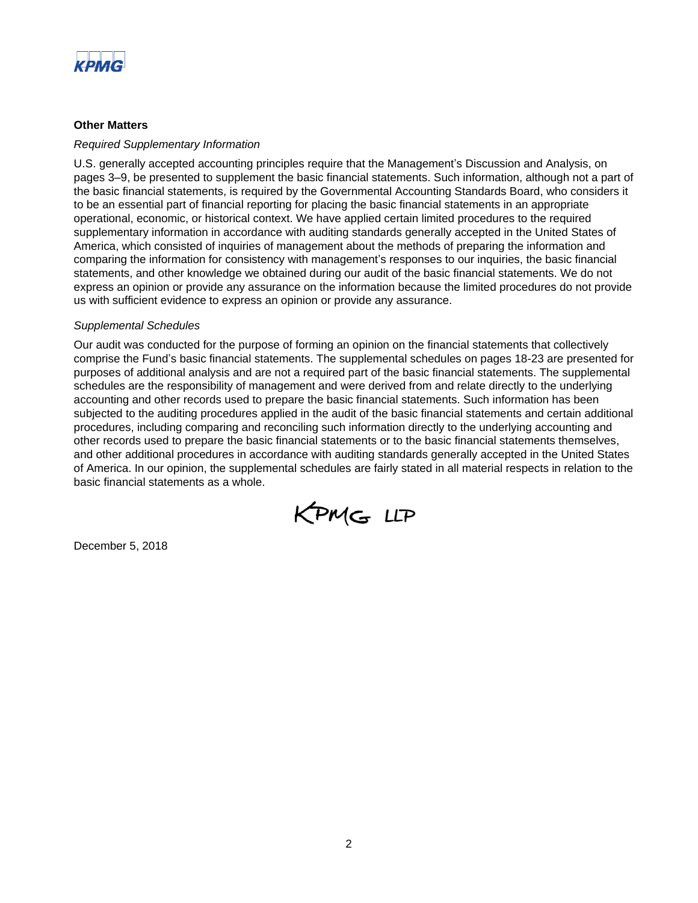KPMG

**Other Matters**

*Required Supplementary Information*

U.S. generally accepted accounting principles require that the Management's Discussion and Analysis, on pages 3–9, be presented to supplement the basic financial statements. Such information, although not a part of the basic financial statements, is required by the Governmental Accounting Standards Board, who considers it to be an essential part of financial reporting for placing the basic financial statements in an appropriate operational, economic, or historical context. We have applied certain limited procedures to the required supplementary information in accordance with auditing standards generally accepted in the United States of America, which consisted of inquiries of management about the methods of preparing the information and comparing the information for consistency with management's responses to our inquiries, the basic financial statements, and other knowledge we obtained during our audit of the basic financial statements. We do not express an opinion or provide any assurance on the information because the limited procedures do not provide us with sufficient evidence to express an opinion or provide any assurance.

*Supplemental Schedules*

Our audit was conducted for the purpose of forming an opinion on the financial statements that collectively comprise the Fund's basic financial statements. The supplemental schedules on pages 18-23 are presented for purposes of additional analysis and are not a required part of the basic financial statements. The supplemental schedules are the responsibility of management and were derived from and relate directly to the underlying accounting and other records used to prepare the basic financial statements. Such information has been subjected to the auditing procedures applied in the audit of the basic financial statements and certain additional procedures, including comparing and reconciling such information directly to the underlying accounting and other records used to prepare the basic financial statements or to the basic financial statements themselves, and other additional procedures in accordance with auditing standards generally accepted in the United States of America. In our opinion, the supplemental schedules are fairly stated in all material respects in relation to the basic financial statements as a whole.

KPMG LLP

December 5, 2018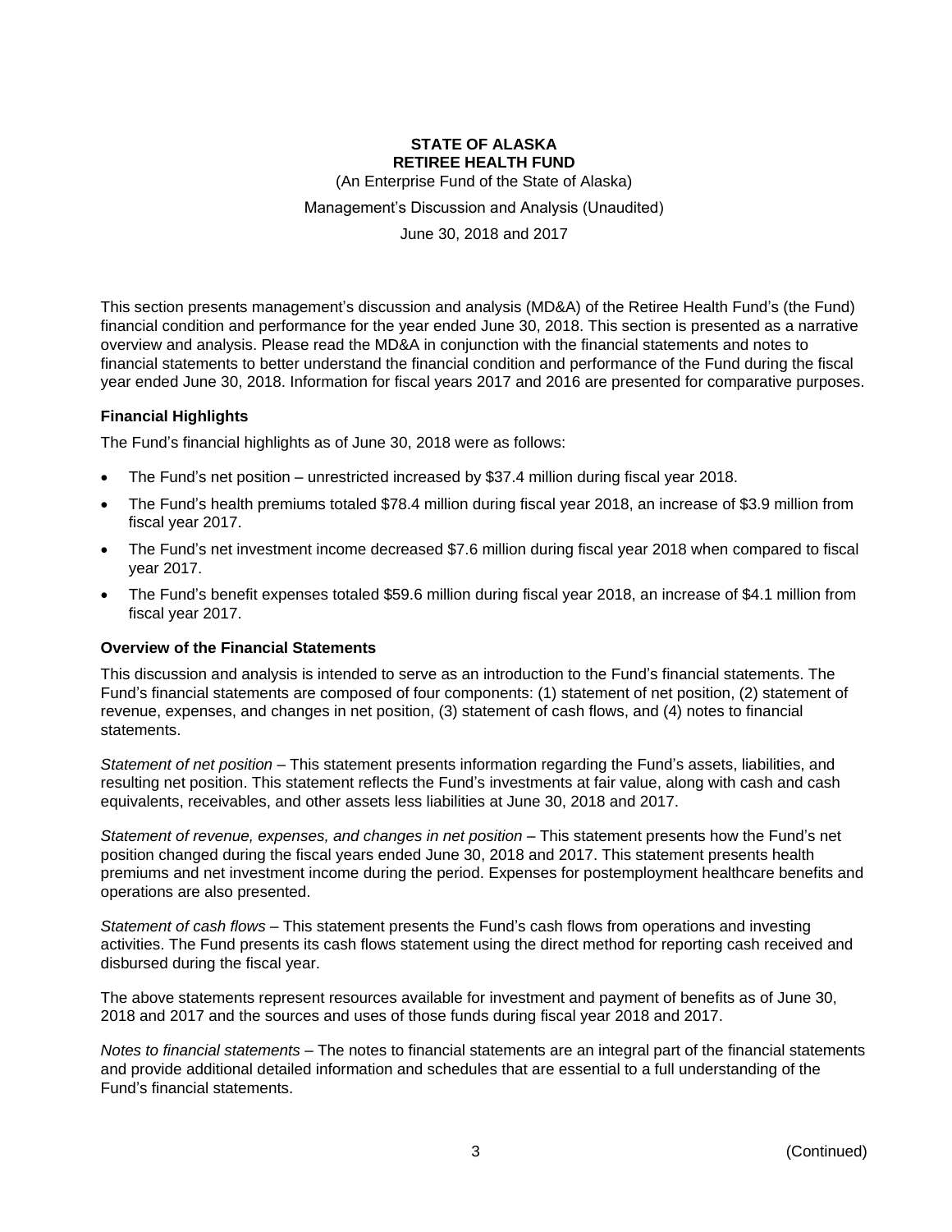**STATE OF ALASKA**
**RETIREE HEALTH FUND**

(An Enterprise Fund of the State of Alaska)

Management's Discussion and Analysis (Unaudited)

June 30, 2018 and 2017

This section presents management's discussion and analysis (MD&A) of the Retiree Health Fund's (the Fund) financial condition and performance for the year ended June 30, 2018. This section is presented as a narrative overview and analysis. Please read the MD&A in conjunction with the financial statements and notes to financial statements to better understand the financial condition and performance of the Fund during the fiscal year ended June 30, 2018. Information for fiscal years 2017 and 2016 are presented for comparative purposes.

### Financial Highlights

The Fund's financial highlights as of June 30, 2018 were as follows:

- The Fund's net position – unrestricted increased by $37.4 million during fiscal year 2018.
- The Fund's health premiums totaled $78.4 million during fiscal year 2018, an increase of $3.9 million from fiscal year 2017.
- The Fund's net investment income decreased $7.6 million during fiscal year 2018 when compared to fiscal year 2017.
- The Fund's benefit expenses totaled $59.6 million during fiscal year 2018, an increase of $4.1 million from fiscal year 2017.

### Overview of the Financial Statements

This discussion and analysis is intended to serve as an introduction to the Fund's financial statements. The Fund's financial statements are composed of four components: (1) statement of net position, (2) statement of revenue, expenses, and changes in net position, (3) statement of cash flows, and (4) notes to financial statements.

*Statement of net position* – This statement presents information regarding the Fund's assets, liabilities, and resulting net position. This statement reflects the Fund's investments at fair value, along with cash and cash equivalents, receivables, and other assets less liabilities at June 30, 2018 and 2017.

*Statement of revenue, expenses, and changes in net position* – This statement presents how the Fund's net position changed during the fiscal years ended June 30, 2018 and 2017. This statement presents health premiums and net investment income during the period. Expenses for postemployment healthcare benefits and operations are also presented.

*Statement of cash flows* – This statement presents the Fund's cash flows from operations and investing activities. The Fund presents its cash flows statement using the direct method for reporting cash received and disbursed during the fiscal year.

The above statements represent resources available for investment and payment of benefits as of June 30, 2018 and 2017 and the sources and uses of those funds during fiscal year 2018 and 2017.

*Notes to financial statements* – The notes to financial statements are an integral part of the financial statements and provide additional detailed information and schedules that are essential to a full understanding of the Fund's financial statements.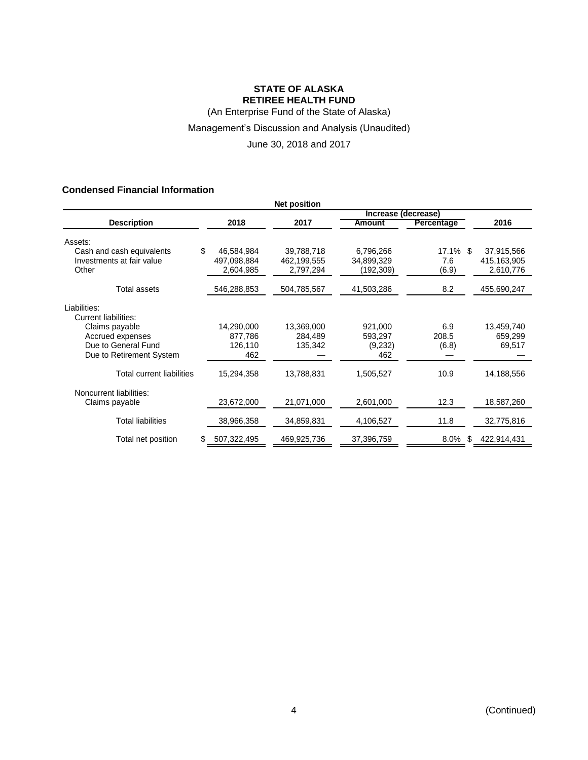**STATE OF ALASKA**
**RETIREE HEALTH FUND**

(An Enterprise Fund of the State of Alaska)

Management's Discussion and Analysis (Unaudited)

June 30, 2018 and 2017

### Condensed Financial Information

**Net position**

| Description | 2018 | 2017 | Increase (decrease) Amount | Increase (decrease) Percentage | 2016 |
|---|---|---|---|---|---|
| Assets: | | | | | |
| Cash and cash equivalents | $ 46,584,984 | 39,788,718 | 6,796,266 | 17.1% | $ 37,915,566 |
| Investments at fair value | 497,098,884 | 462,199,555 | 34,899,329 | 7.6 | 415,163,905 |
| Other | 2,604,985 | 2,797,294 | (192,309) | (6.9) | 2,610,776 |
| Total assets | 546,288,853 | 504,785,567 | 41,503,286 | 8.2 | 455,690,247 |
| Liabilities: | | | | | |
| Current liabilities: | | | | | |
| Claims payable | 14,290,000 | 13,369,000 | 921,000 | 6.9 | 13,459,740 |
| Accrued expenses | 877,786 | 284,489 | 593,297 | 208.5 | 659,299 |
| Due to General Fund | 126,110 | 135,342 | (9,232) | (6.8) | 69,517 |
| Due to Retirement System | 462 | — | 462 | — | — |
| Total current liabilities | 15,294,358 | 13,788,831 | 1,505,527 | 10.9 | 14,188,556 |
| Noncurrent liabilities: | | | | | |
| Claims payable | 23,672,000 | 21,071,000 | 2,601,000 | 12.3 | 18,587,260 |
| Total liabilities | 38,966,358 | 34,859,831 | 4,106,527 | 11.8 | 32,775,816 |
| Total net position | $ 507,322,495 | 469,925,736 | 37,396,759 | 8.0% | $ 422,914,431 |

(Continued)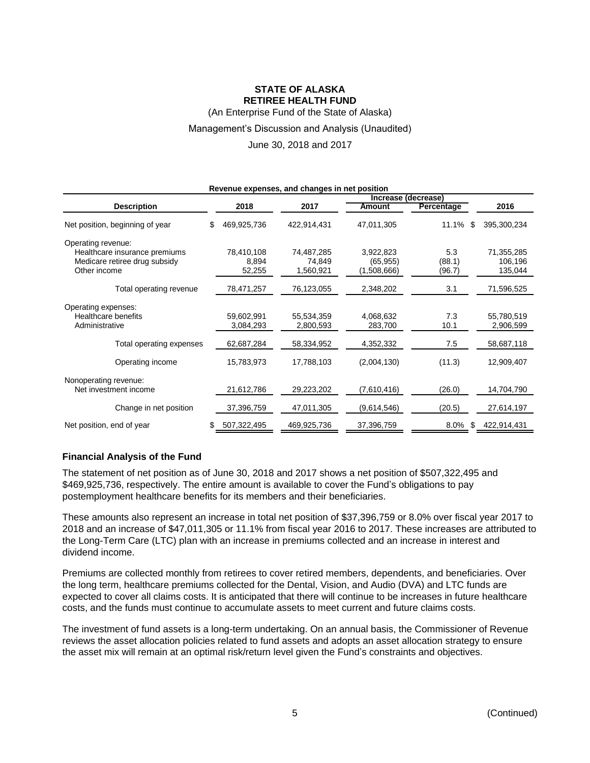**STATE OF ALASKA**
**RETIREE HEALTH FUND**
(An Enterprise Fund of the State of Alaska)
Management's Discussion and Analysis (Unaudited)
June 30, 2018 and 2017

**Revenue expenses, and changes in net position**

| Description | 2018 | 2017 | Increase (decrease) Amount | Increase (decrease) Percentage | 2016 |
|---|---|---|---|---|---|
| Net position, beginning of year | $ 469,925,736 | 422,914,431 | 47,011,305 | 11.1% | $ 395,300,234 |
| Operating revenue: | | | | | |
| Healthcare insurance premiums | 78,410,108 | 74,487,285 | 3,922,823 | 5.3 | 71,355,285 |
| Medicare retiree drug subsidy | 8,894 | 74,849 | (65,955) | (88.1) | 106,196 |
| Other income | 52,255 | 1,560,921 | (1,508,666) | (96.7) | 135,044 |
| Total operating revenue | 78,471,257 | 76,123,055 | 2,348,202 | 3.1 | 71,596,525 |
| Operating expenses: | | | | | |
| Healthcare benefits | 59,602,991 | 55,534,359 | 4,068,632 | 7.3 | 55,780,519 |
| Administrative | 3,084,293 | 2,800,593 | 283,700 | 10.1 | 2,906,599 |
| Total operating expenses | 62,687,284 | 58,334,952 | 4,352,332 | 7.5 | 58,687,118 |
| Operating income | 15,783,973 | 17,788,103 | (2,004,130) | (11.3) | 12,909,407 |
| Nonoperating revenue: | | | | | |
| Net investment income | 21,612,786 | 29,223,202 | (7,610,416) | (26.0) | 14,704,790 |
| Change in net position | 37,396,759 | 47,011,305 | (9,614,546) | (20.5) | 27,614,197 |
| Net position, end of year | $ 507,322,495 | 469,925,736 | 37,396,759 | 8.0% | $ 422,914,431 |

## Financial Analysis of the Fund

The statement of net position as of June 30, 2018 and 2017 shows a net position of $507,322,495 and $469,925,736, respectively. The entire amount is available to cover the Fund's obligations to pay postemployment healthcare benefits for its members and their beneficiaries.

These amounts also represent an increase in total net position of $37,396,759 or 8.0% over fiscal year 2017 to 2018 and an increase of $47,011,305 or 11.1% from fiscal year 2016 to 2017. These increases are attributed to the Long-Term Care (LTC) plan with an increase in premiums collected and an increase in interest and dividend income.

Premiums are collected monthly from retirees to cover retired members, dependents, and beneficiaries. Over the long term, healthcare premiums collected for the Dental, Vision, and Audio (DVA) and LTC funds are expected to cover all claims costs. It is anticipated that there will continue to be increases in future healthcare costs, and the funds must continue to accumulate assets to meet current and future claims costs.

The investment of fund assets is a long-term undertaking. On an annual basis, the Commissioner of Revenue reviews the asset allocation policies related to fund assets and adopts an asset allocation strategy to ensure the asset mix will remain at an optimal risk/return level given the Fund's constraints and objectives.

(Continued)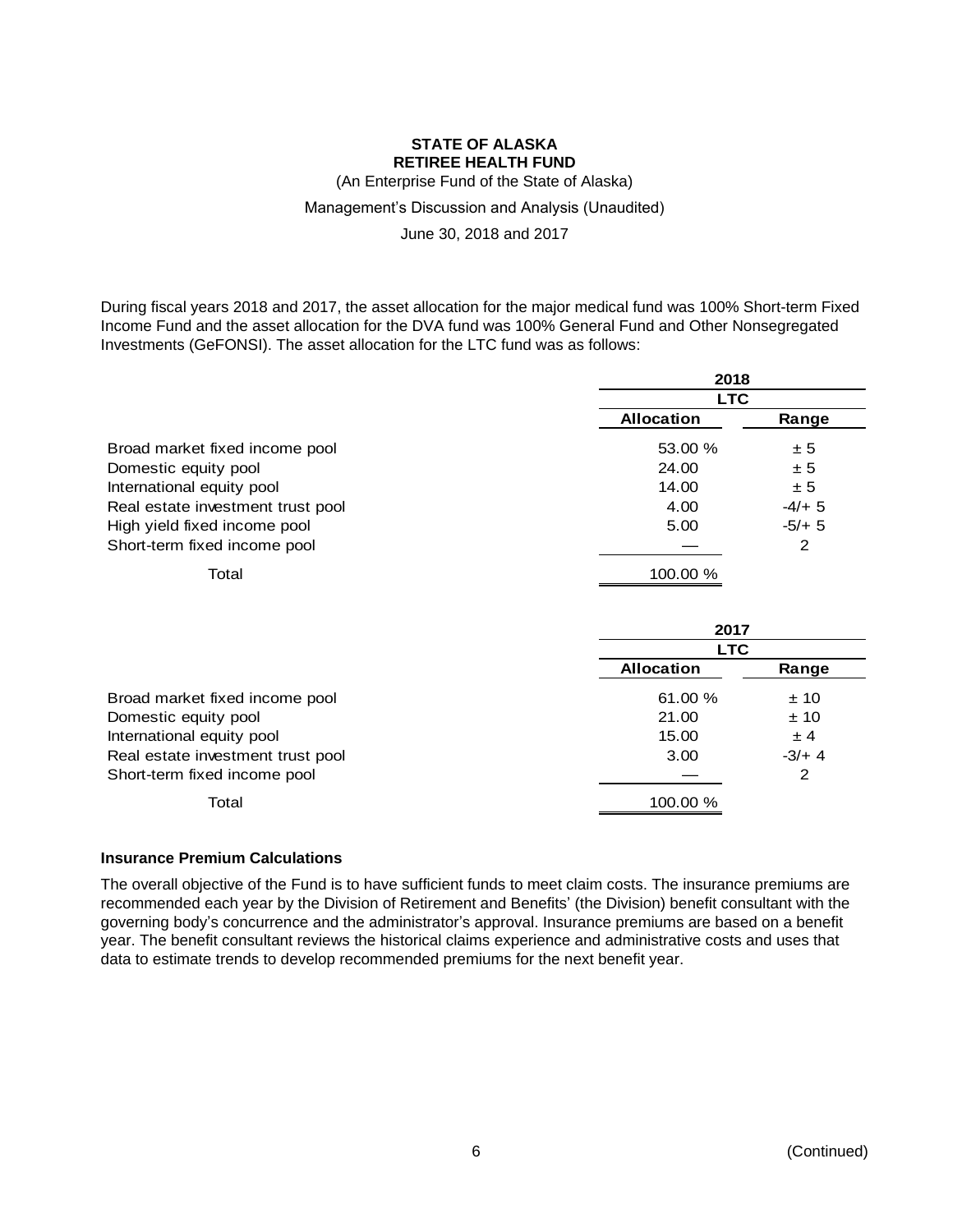# STATE OF ALASKA
## RETIREE HEALTH FUND

(An Enterprise Fund of the State of Alaska)

Management's Discussion and Analysis (Unaudited)

June 30, 2018 and 2017

During fiscal years 2018 and 2017, the asset allocation for the major medical fund was 100% Short-term Fixed Income Fund and the asset allocation for the DVA fund was 100% General Fund and Other Nonsegregated Investments (GeFONSI). The asset allocation for the LTC fund was as follows:

| | 2018 | |
|---|---|---|
| | LTC | |
| | Allocation | Range |
| Broad market fixed income pool | 53.00 % | ± 5 |
| Domestic equity pool | 24.00 | ± 5 |
| International equity pool | 14.00 | ± 5 |
| Real estate investment trust pool | 4.00 | -4/+ 5 |
| High yield fixed income pool | 5.00 | -5/+ 5 |
| Short-term fixed income pool | — | 2 |
| Total | 100.00 % | |

| | 2017 | |
|---|---|---|
| | LTC | |
| | Allocation | Range |
| Broad market fixed income pool | 61.00 % | ± 10 |
| Domestic equity pool | 21.00 | ± 10 |
| International equity pool | 15.00 | ± 4 |
| Real estate investment trust pool | 3.00 | -3/+ 4 |
| Short-term fixed income pool | — | 2 |
| Total | 100.00 % | |

### Insurance Premium Calculations

The overall objective of the Fund is to have sufficient funds to meet claim costs. The insurance premiums are recommended each year by the Division of Retirement and Benefits' (the Division) benefit consultant with the governing body's concurrence and the administrator's approval. Insurance premiums are based on a benefit year. The benefit consultant reviews the historical claims experience and administrative costs and uses that data to estimate trends to develop recommended premiums for the next benefit year.

(Continued)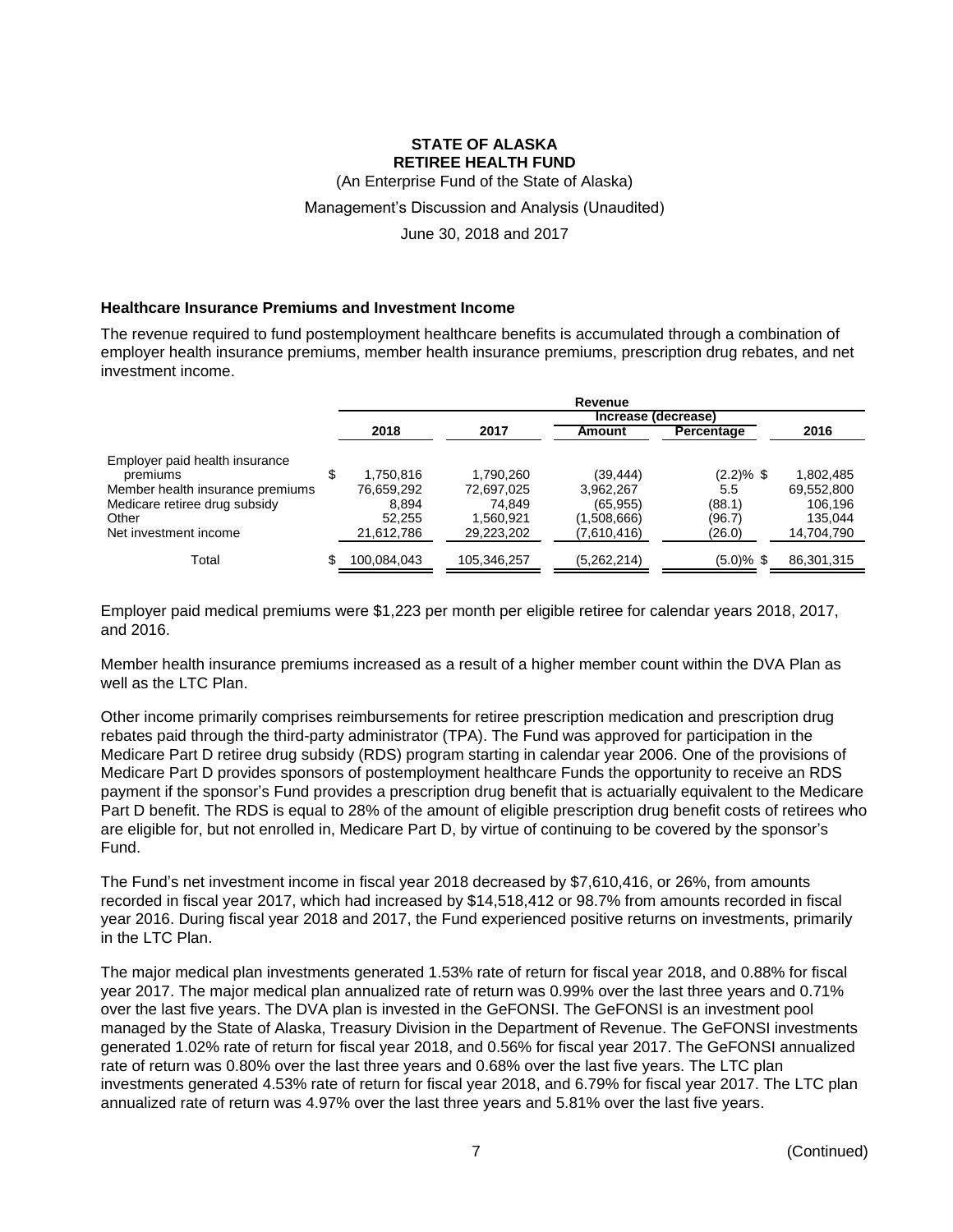**STATE OF ALASKA**
**RETIREE HEALTH FUND**
(An Enterprise Fund of the State of Alaska)
Management's Discussion and Analysis (Unaudited)
June 30, 2018 and 2017

### Healthcare Insurance Premiums and Investment Income

The revenue required to fund postemployment healthcare benefits is accumulated through a combination of employer health insurance premiums, member health insurance premiums, prescription drug rebates, and net investment income.

| | Revenue | | | | |
|---|---|---|---|---|---|
| | | | Increase (decrease) | | |
| | 2018 | 2017 | Amount | Percentage | 2016 |
| Employer paid health insurance premiums | $ 1,750,816 | 1,790,260 | (39,444) | (2.2)% | $ 1,802,485 |
| Member health insurance premiums | 76,659,292 | 72,697,025 | 3,962,267 | 5.5 | 69,552,800 |
| Medicare retiree drug subsidy | 8,894 | 74,849 | (65,955) | (88.1) | 106,196 |
| Other | 52,255 | 1,560,921 | (1,508,666) | (96.7) | 135,044 |
| Net investment income | 21,612,786 | 29,223,202 | (7,610,416) | (26.0) | 14,704,790 |
| Total | $ 100,084,043 | 105,346,257 | (5,262,214) | (5.0)% | $ 86,301,315 |

Employer paid medical premiums were $1,223 per month per eligible retiree for calendar years 2018, 2017, and 2016.

Member health insurance premiums increased as a result of a higher member count within the DVA Plan as well as the LTC Plan.

Other income primarily comprises reimbursements for retiree prescription medication and prescription drug rebates paid through the third-party administrator (TPA). The Fund was approved for participation in the Medicare Part D retiree drug subsidy (RDS) program starting in calendar year 2006. One of the provisions of Medicare Part D provides sponsors of postemployment healthcare Funds the opportunity to receive an RDS payment if the sponsor's Fund provides a prescription drug benefit that is actuarially equivalent to the Medicare Part D benefit. The RDS is equal to 28% of the amount of eligible prescription drug benefit costs of retirees who are eligible for, but not enrolled in, Medicare Part D, by virtue of continuing to be covered by the sponsor's Fund.

The Fund's net investment income in fiscal year 2018 decreased by $7,610,416, or 26%, from amounts recorded in fiscal year 2017, which had increased by $14,518,412 or 98.7% from amounts recorded in fiscal year 2016. During fiscal year 2018 and 2017, the Fund experienced positive returns on investments, primarily in the LTC Plan.

The major medical plan investments generated 1.53% rate of return for fiscal year 2018, and 0.88% for fiscal year 2017. The major medical plan annualized rate of return was 0.99% over the last three years and 0.71% over the last five years. The DVA plan is invested in the GeFONSI. The GeFONSI is an investment pool managed by the State of Alaska, Treasury Division in the Department of Revenue. The GeFONSI investments generated 1.02% rate of return for fiscal year 2018, and 0.56% for fiscal year 2017. The GeFONSI annualized rate of return was 0.80% over the last three years and 0.68% over the last five years. The LTC plan investments generated 4.53% rate of return for fiscal year 2018, and 6.79% for fiscal year 2017. The LTC plan annualized rate of return was 4.97% over the last three years and 5.81% over the last five years.

(Continued)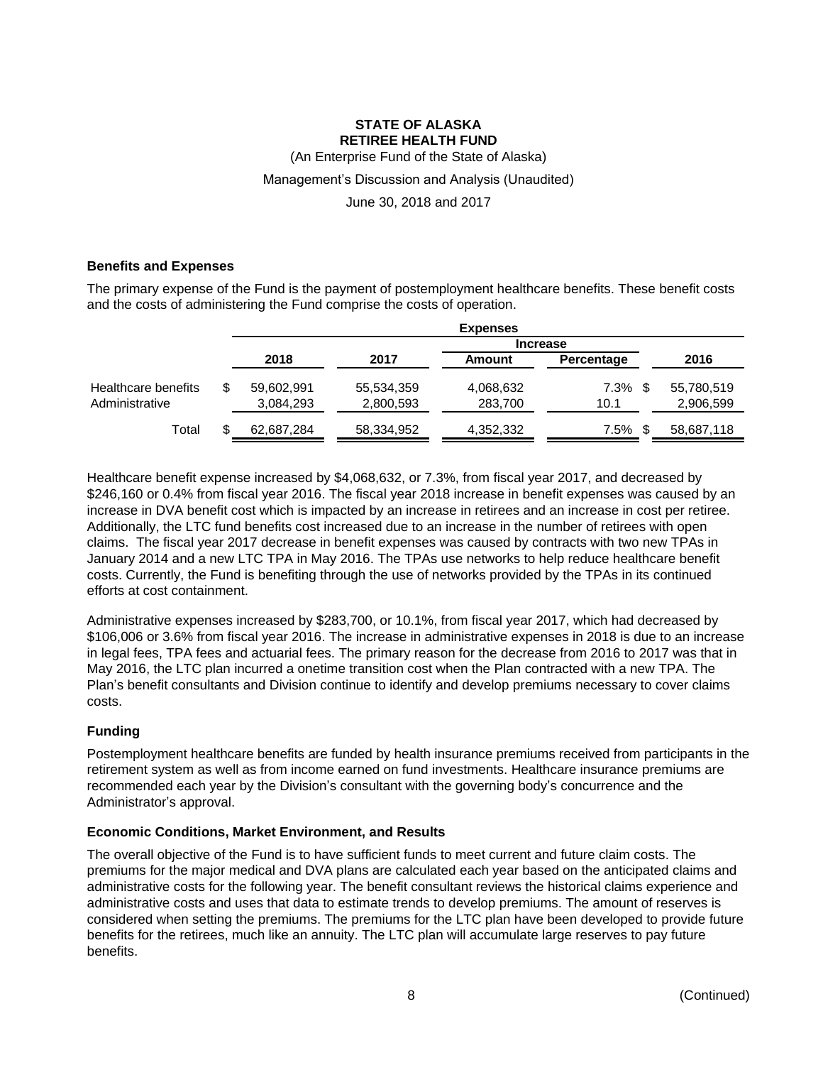# STATE OF ALASKA
# RETIREE HEALTH FUND

(An Enterprise Fund of the State of Alaska)

Management's Discussion and Analysis (Unaudited)

June 30, 2018 and 2017

### Benefits and Expenses

The primary expense of the Fund is the payment of postemployment healthcare benefits. These benefit costs and the costs of administering the Fund comprise the costs of operation.

| | Expenses | | | | |
|---|---|---|---|---|---|
| | | | Increase | | |
| | 2018 | 2017 | Amount | Percentage | 2016 |
| Healthcare benefits | $ 59,602,991 | 55,534,359 | 4,068,632 | 7.3% | $ 55,780,519 |
| Administrative | 3,084,293 | 2,800,593 | 283,700 | 10.1 | 2,906,599 |
| Total | $ 62,687,284 | 58,334,952 | 4,352,332 | 7.5% | $ 58,687,118 |

Healthcare benefit expense increased by $4,068,632, or 7.3%, from fiscal year 2017, and decreased by $246,160 or 0.4% from fiscal year 2016. The fiscal year 2018 increase in benefit expenses was caused by an increase in DVA benefit cost which is impacted by an increase in retirees and an increase in cost per retiree. Additionally, the LTC fund benefits cost increased due to an increase in the number of retirees with open claims. The fiscal year 2017 decrease in benefit expenses was caused by contracts with two new TPAs in January 2014 and a new LTC TPA in May 2016. The TPAs use networks to help reduce healthcare benefit costs. Currently, the Fund is benefiting through the use of networks provided by the TPAs in its continued efforts at cost containment.

Administrative expenses increased by $283,700, or 10.1%, from fiscal year 2017, which had decreased by $106,006 or 3.6% from fiscal year 2016. The increase in administrative expenses in 2018 is due to an increase in legal fees, TPA fees and actuarial fees. The primary reason for the decrease from 2016 to 2017 was that in May 2016, the LTC plan incurred a onetime transition cost when the Plan contracted with a new TPA. The Plan's benefit consultants and Division continue to identify and develop premiums necessary to cover claims costs.

### Funding

Postemployment healthcare benefits are funded by health insurance premiums received from participants in the retirement system as well as from income earned on fund investments. Healthcare insurance premiums are recommended each year by the Division's consultant with the governing body's concurrence and the Administrator's approval.

### Economic Conditions, Market Environment, and Results

The overall objective of the Fund is to have sufficient funds to meet current and future claim costs. The premiums for the major medical and DVA plans are calculated each year based on the anticipated claims and administrative costs for the following year. The benefit consultant reviews the historical claims experience and administrative costs and uses that data to estimate trends to develop premiums. The amount of reserves is considered when setting the premiums. The premiums for the LTC plan have been developed to provide future benefits for the retirees, much like an annuity. The LTC plan will accumulate large reserves to pay future benefits.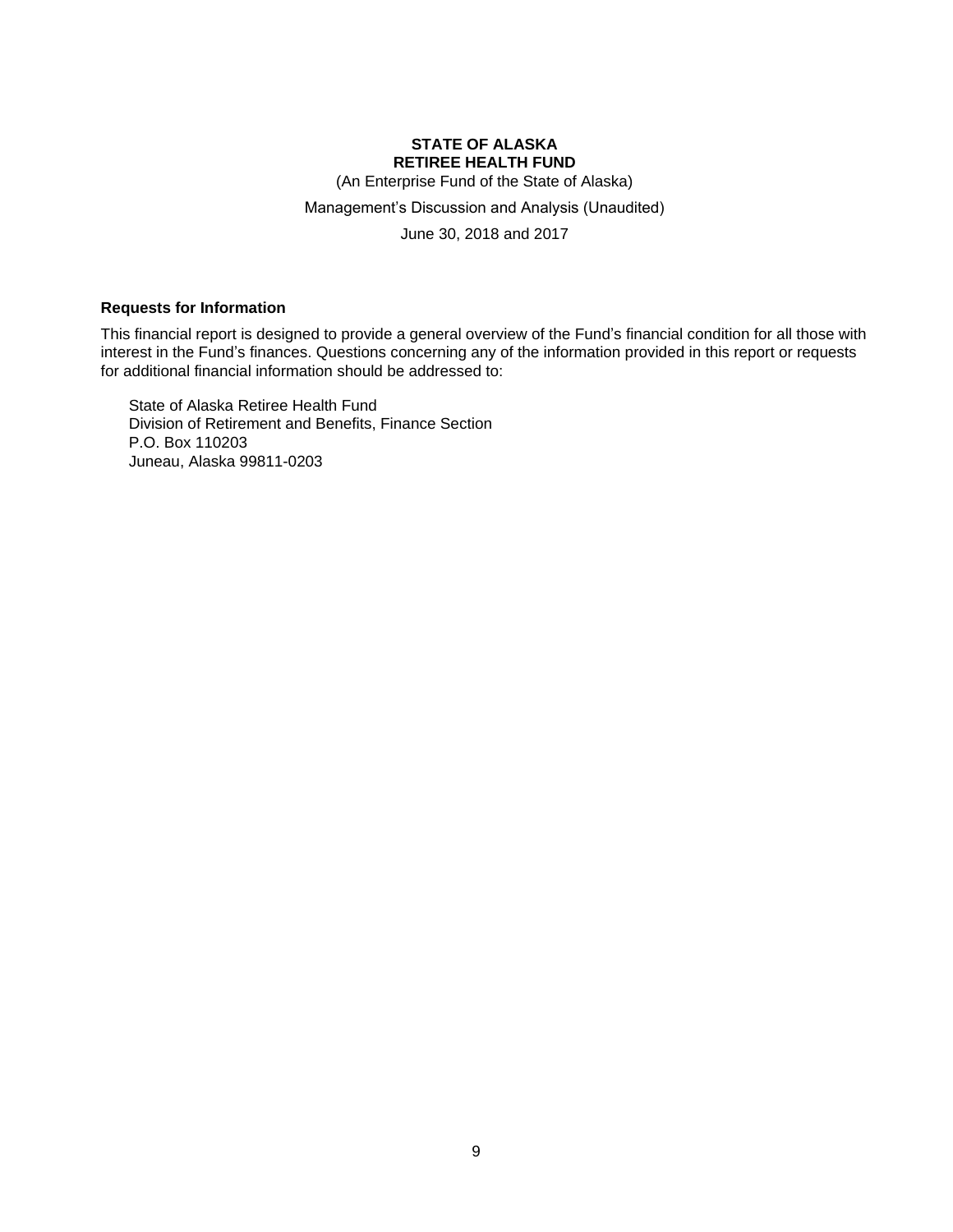**STATE OF ALASKA**
**RETIREE HEALTH FUND**
(An Enterprise Fund of the State of Alaska)
Management's Discussion and Analysis (Unaudited)
June 30, 2018 and 2017

### Requests for Information

This financial report is designed to provide a general overview of the Fund's financial condition for all those with interest in the Fund's finances. Questions concerning any of the information provided in this report or requests for additional financial information should be addressed to:

State of Alaska Retiree Health Fund
Division of Retirement and Benefits, Finance Section
P.O. Box 110203
Juneau, Alaska 99811-0203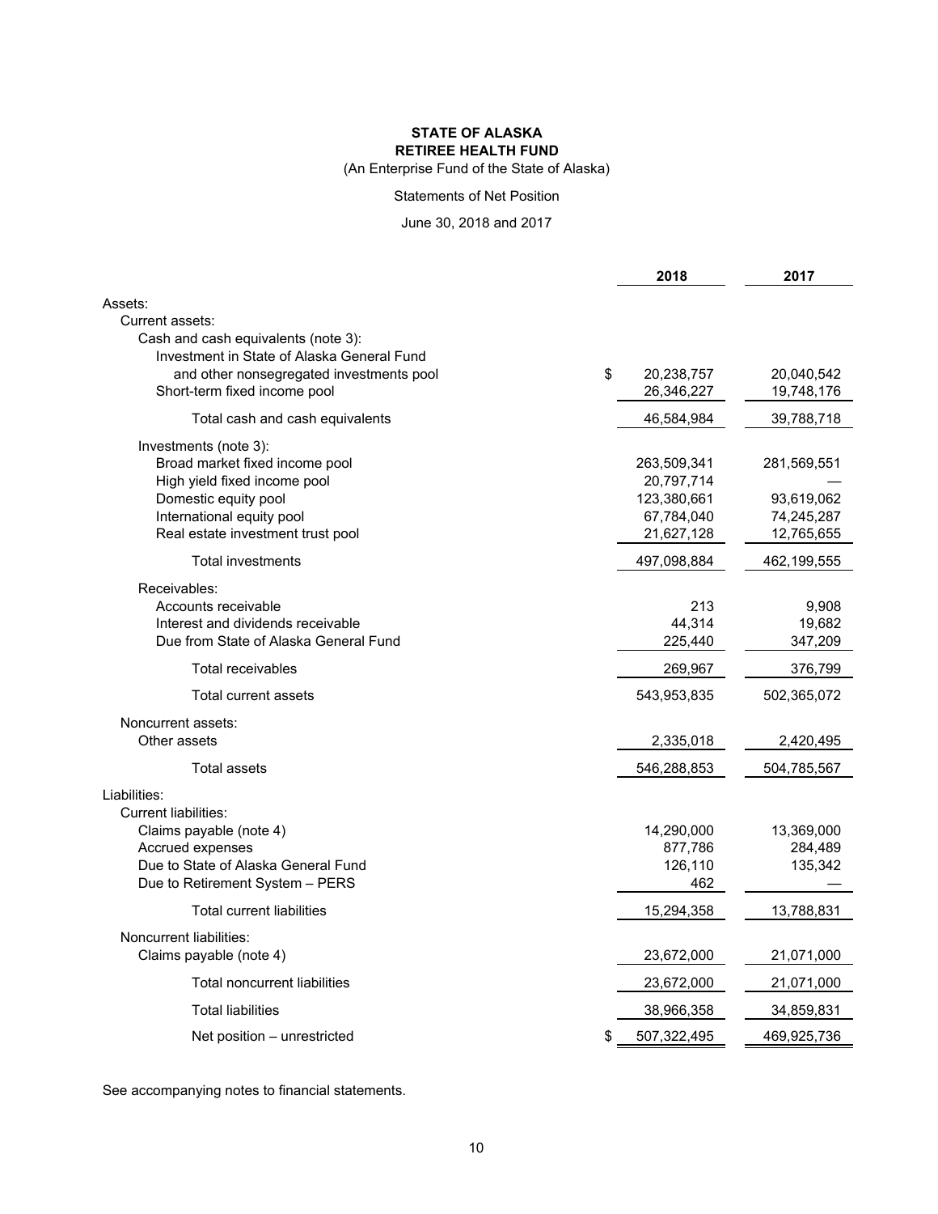**STATE OF ALASKA**
**RETIREE HEALTH FUND**
(An Enterprise Fund of the State of Alaska)

Statements of Net Position

June 30, 2018 and 2017

| | 2018 | 2017 |
|---|---|---|
| Assets: | | |
| Current assets: | | |
| Cash and cash equivalents (note 3): | | |
| Investment in State of Alaska General Fund and other nonsegregated investments pool | $ 20,238,757 | 20,040,542 |
| Short-term fixed income pool | 26,346,227 | 19,748,176 |
| Total cash and cash equivalents | 46,584,984 | 39,788,718 |
| Investments (note 3): | | |
| Broad market fixed income pool | 263,509,341 | 281,569,551 |
| High yield fixed income pool | 20,797,714 | — |
| Domestic equity pool | 123,380,661 | 93,619,062 |
| International equity pool | 67,784,040 | 74,245,287 |
| Real estate investment trust pool | 21,627,128 | 12,765,655 |
| Total investments | 497,098,884 | 462,199,555 |
| Receivables: | | |
| Accounts receivable | 213 | 9,908 |
| Interest and dividends receivable | 44,314 | 19,682 |
| Due from State of Alaska General Fund | 225,440 | 347,209 |
| Total receivables | 269,967 | 376,799 |
| Total current assets | 543,953,835 | 502,365,072 |
| Noncurrent assets: | | |
| Other assets | 2,335,018 | 2,420,495 |
| Total assets | 546,288,853 | 504,785,567 |
| Liabilities: | | |
| Current liabilities: | | |
| Claims payable (note 4) | 14,290,000 | 13,369,000 |
| Accrued expenses | 877,786 | 284,489 |
| Due to State of Alaska General Fund | 126,110 | 135,342 |
| Due to Retirement System – PERS | 462 | — |
| Total current liabilities | 15,294,358 | 13,788,831 |
| Noncurrent liabilities: | | |
| Claims payable (note 4) | 23,672,000 | 21,071,000 |
| Total noncurrent liabilities | 23,672,000 | 21,071,000 |
| Total liabilities | 38,966,358 | 34,859,831 |
| Net position – unrestricted | $ 507,322,495 | 469,925,736 |

See accompanying notes to financial statements.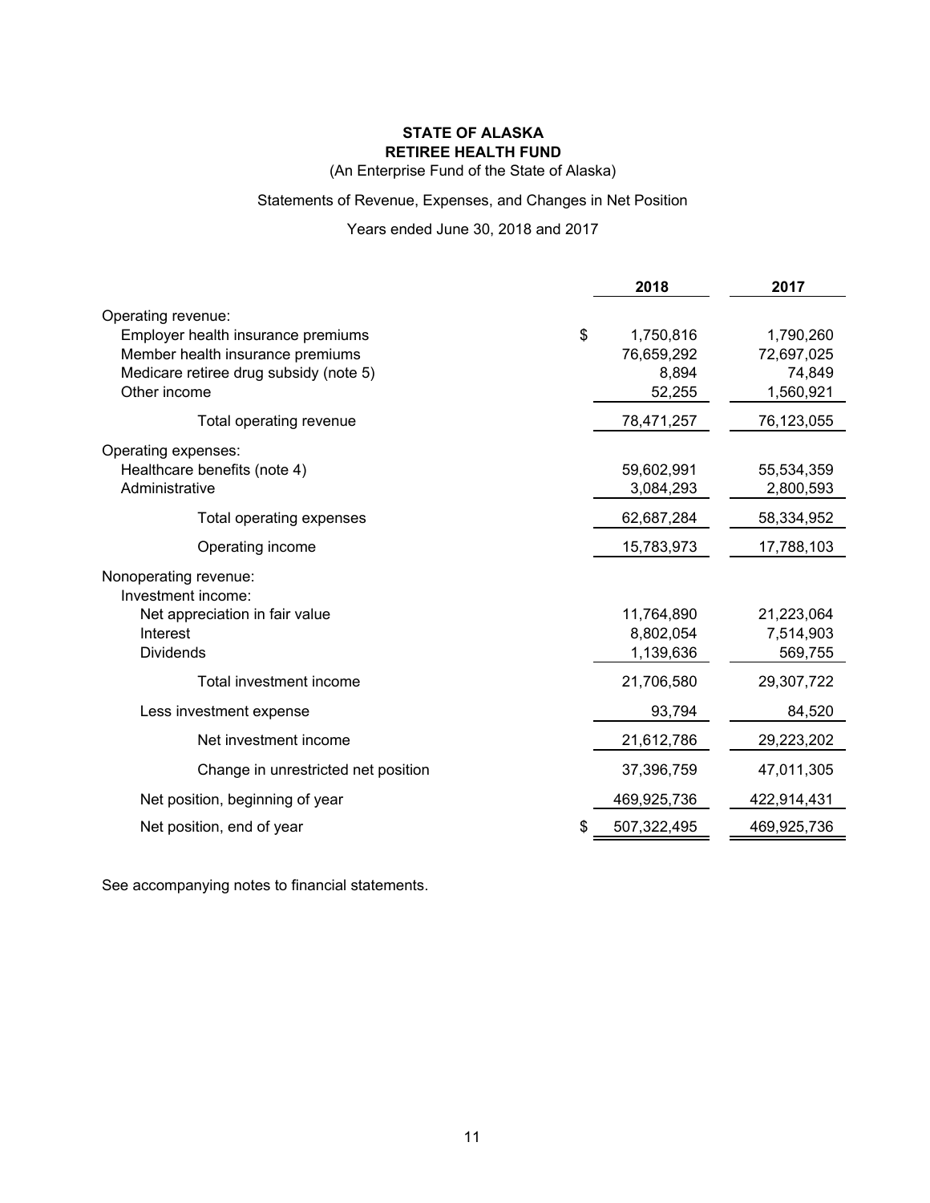**STATE OF ALASKA**
**RETIREE HEALTH FUND**
(An Enterprise Fund of the State of Alaska)

Statements of Revenue, Expenses, and Changes in Net Position

Years ended June 30, 2018 and 2017

| | | 2018 | 2017 |
|---|---|---|---|
| Operating revenue: | | | |
| Employer health insurance premiums | $ | 1,750,816 | 1,790,260 |
| Member health insurance premiums | | 76,659,292 | 72,697,025 |
| Medicare retiree drug subsidy (note 5) | | 8,894 | 74,849 |
| Other income | | 52,255 | 1,560,921 |
| Total operating revenue | | 78,471,257 | 76,123,055 |
| Operating expenses: | | | |
| Healthcare benefits (note 4) | | 59,602,991 | 55,534,359 |
| Administrative | | 3,084,293 | 2,800,593 |
| Total operating expenses | | 62,687,284 | 58,334,952 |
| Operating income | | 15,783,973 | 17,788,103 |
| Nonoperating revenue: | | | |
| Investment income: | | | |
| Net appreciation in fair value | | 11,764,890 | 21,223,064 |
| Interest | | 8,802,054 | 7,514,903 |
| Dividends | | 1,139,636 | 569,755 |
| Total investment income | | 21,706,580 | 29,307,722 |
| Less investment expense | | 93,794 | 84,520 |
| Net investment income | | 21,612,786 | 29,223,202 |
| Change in unrestricted net position | | 37,396,759 | 47,011,305 |
| Net position, beginning of year | | 469,925,736 | 422,914,431 |
| Net position, end of year | $ | 507,322,495 | 469,925,736 |

See accompanying notes to financial statements.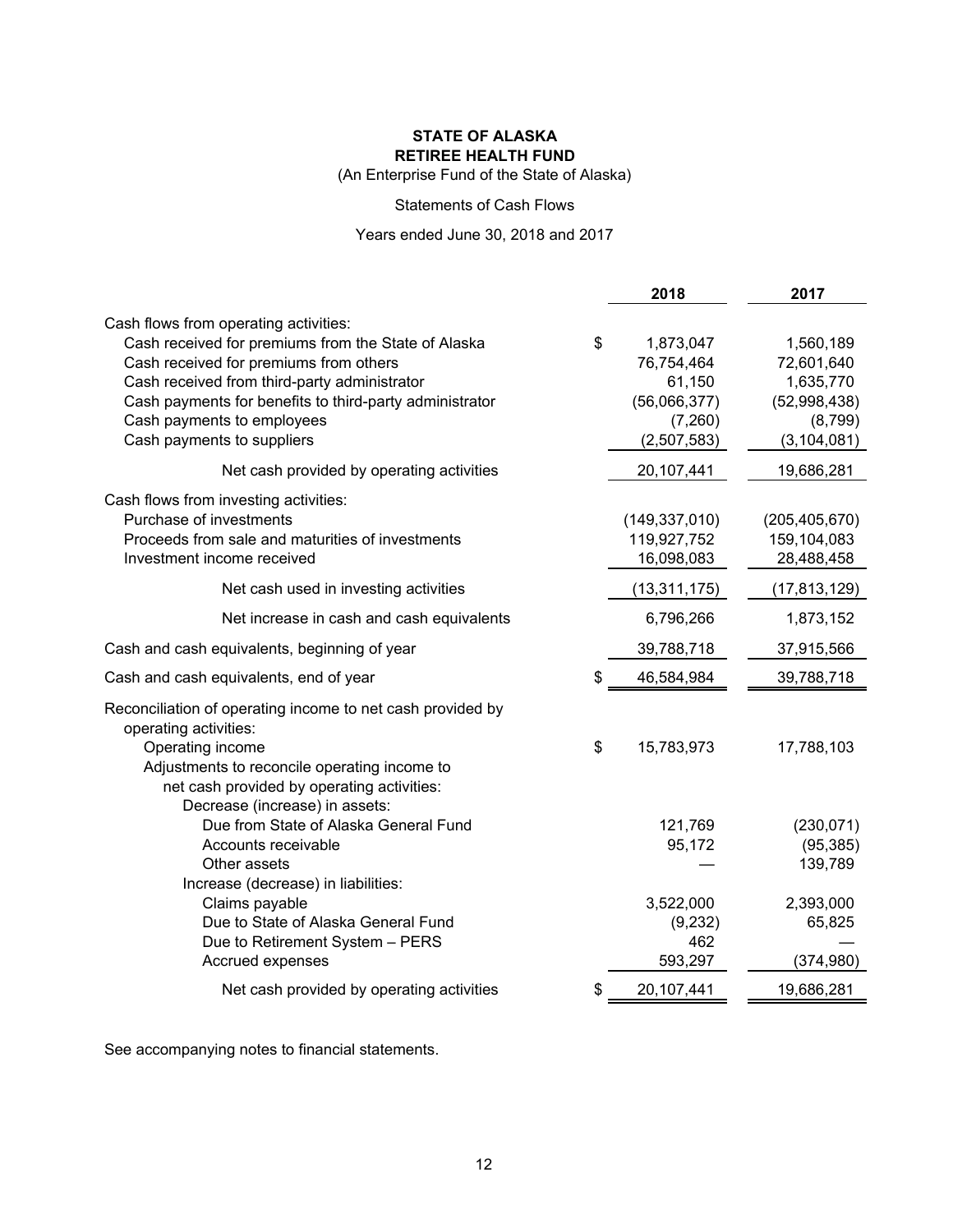**STATE OF ALASKA**
**RETIREE HEALTH FUND**
(An Enterprise Fund of the State of Alaska)

Statements of Cash Flows

Years ended June 30, 2018 and 2017

| | 2018 | 2017 |
|---|---|---|
| Cash flows from operating activities: | | |
| Cash received for premiums from the State of Alaska | $ 1,873,047 | 1,560,189 |
| Cash received for premiums from others | 76,754,464 | 72,601,640 |
| Cash received from third-party administrator | 61,150 | 1,635,770 |
| Cash payments for benefits to third-party administrator | (56,066,377) | (52,998,438) |
| Cash payments to employees | (7,260) | (8,799) |
| Cash payments to suppliers | (2,507,583) | (3,104,081) |
| Net cash provided by operating activities | 20,107,441 | 19,686,281 |
| Cash flows from investing activities: | | |
| Purchase of investments | (149,337,010) | (205,405,670) |
| Proceeds from sale and maturities of investments | 119,927,752 | 159,104,083 |
| Investment income received | 16,098,083 | 28,488,458 |
| Net cash used in investing activities | (13,311,175) | (17,813,129) |
| Net increase in cash and cash equivalents | 6,796,266 | 1,873,152 |
| Cash and cash equivalents, beginning of year | 39,788,718 | 37,915,566 |
| Cash and cash equivalents, end of year | $ 46,584,984 | 39,788,718 |
| Reconciliation of operating income to net cash provided by operating activities: | | |
| Operating income | $ 15,783,973 | 17,788,103 |
| Adjustments to reconcile operating income to net cash provided by operating activities: | | |
| Decrease (increase) in assets: | | |
| Due from State of Alaska General Fund | 121,769 | (230,071) |
| Accounts receivable | 95,172 | (95,385) |
| Other assets | — | 139,789 |
| Increase (decrease) in liabilities: | | |
| Claims payable | 3,522,000 | 2,393,000 |
| Due to State of Alaska General Fund | (9,232) | 65,825 |
| Due to Retirement System – PERS | 462 | — |
| Accrued expenses | 593,297 | (374,980) |
| Net cash provided by operating activities | $ 20,107,441 | 19,686,281 |

See accompanying notes to financial statements.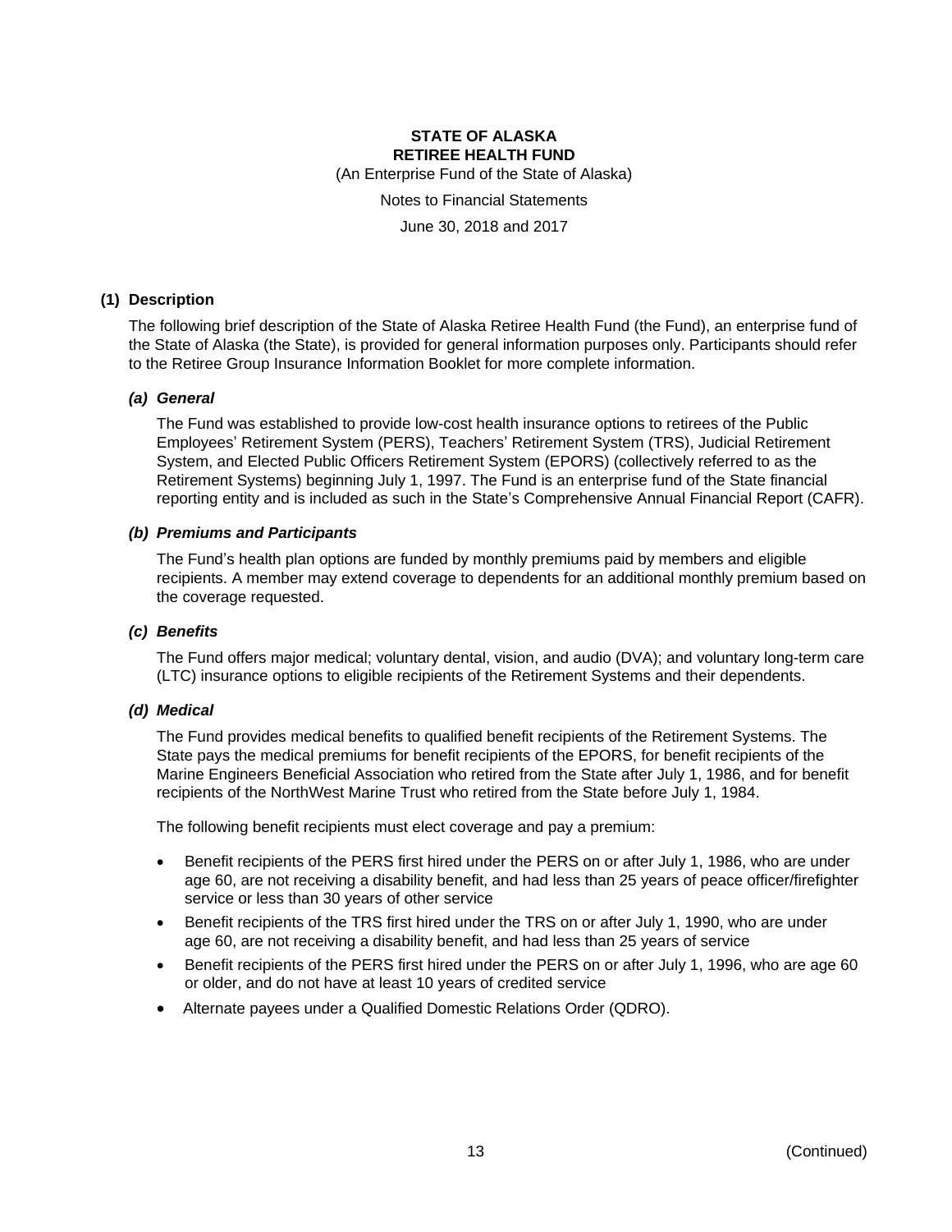**STATE OF ALASKA**
**RETIREE HEALTH FUND**

(An Enterprise Fund of the State of Alaska)

Notes to Financial Statements

June 30, 2018 and 2017

## (1) Description

The following brief description of the State of Alaska Retiree Health Fund (the Fund), an enterprise fund of the State of Alaska (the State), is provided for general information purposes only. Participants should refer to the Retiree Group Insurance Information Booklet for more complete information.

### *(a) General*

The Fund was established to provide low-cost health insurance options to retirees of the Public Employees' Retirement System (PERS), Teachers' Retirement System (TRS), Judicial Retirement System, and Elected Public Officers Retirement System (EPORS) (collectively referred to as the Retirement Systems) beginning July 1, 1997. The Fund is an enterprise fund of the State financial reporting entity and is included as such in the State's Comprehensive Annual Financial Report (CAFR).

### *(b) Premiums and Participants*

The Fund's health plan options are funded by monthly premiums paid by members and eligible recipients. A member may extend coverage to dependents for an additional monthly premium based on the coverage requested.

### *(c) Benefits*

The Fund offers major medical; voluntary dental, vision, and audio (DVA); and voluntary long-term care (LTC) insurance options to eligible recipients of the Retirement Systems and their dependents.

### *(d) Medical*

The Fund provides medical benefits to qualified benefit recipients of the Retirement Systems. The State pays the medical premiums for benefit recipients of the EPORS, for benefit recipients of the Marine Engineers Beneficial Association who retired from the State after July 1, 1986, and for benefit recipients of the NorthWest Marine Trust who retired from the State before July 1, 1984.

The following benefit recipients must elect coverage and pay a premium:

- Benefit recipients of the PERS first hired under the PERS on or after July 1, 1986, who are under age 60, are not receiving a disability benefit, and had less than 25 years of peace officer/firefighter service or less than 30 years of other service
- Benefit recipients of the TRS first hired under the TRS on or after July 1, 1990, who are under age 60, are not receiving a disability benefit, and had less than 25 years of service
- Benefit recipients of the PERS first hired under the PERS on or after July 1, 1996, who are age 60 or older, and do not have at least 10 years of credited service
- Alternate payees under a Qualified Domestic Relations Order (QDRO).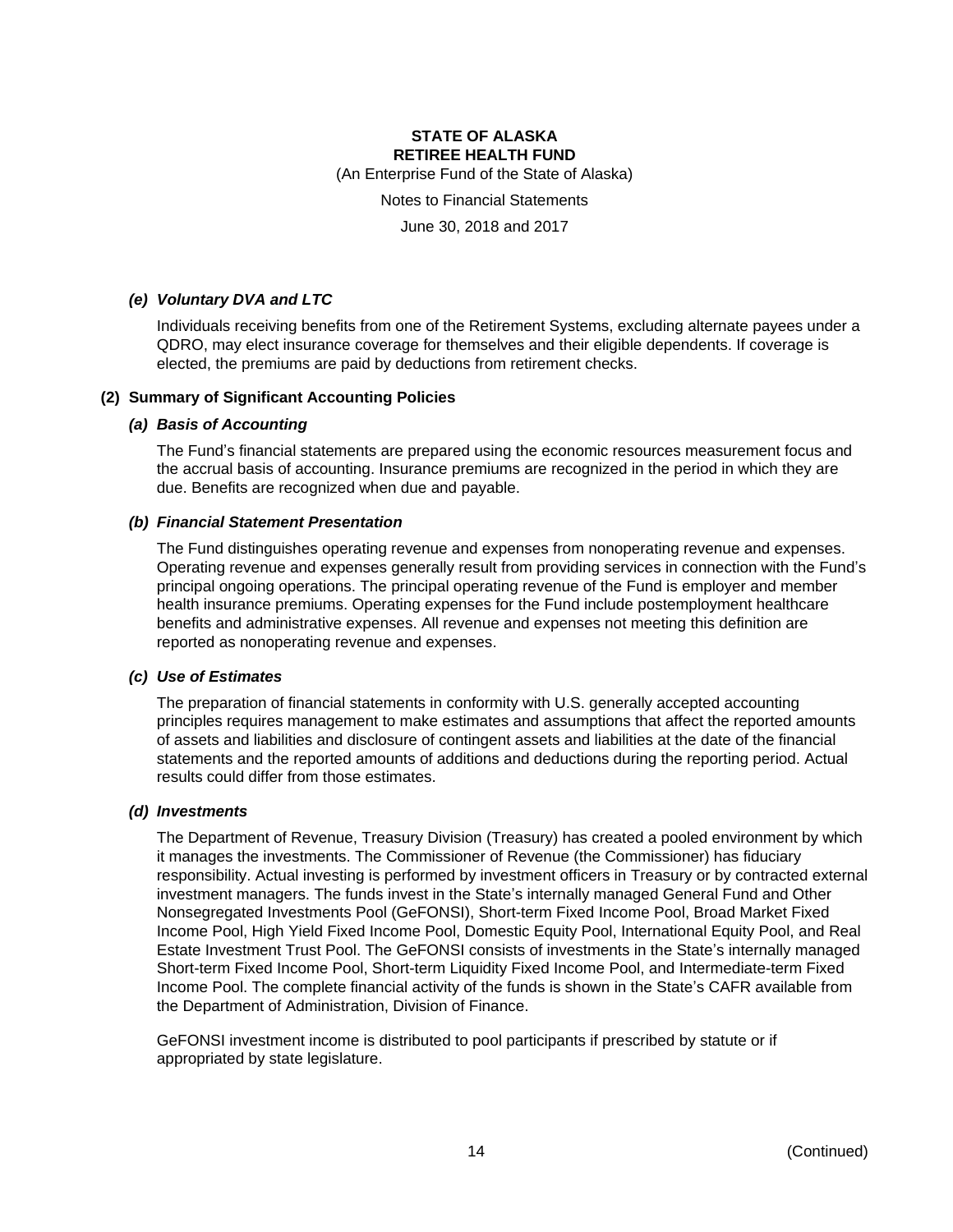#### *(e) Voluntary DVA and LTC*

Individuals receiving benefits from one of the Retirement Systems, excluding alternate payees under a QDRO, may elect insurance coverage for themselves and their eligible dependents. If coverage is elected, the premiums are paid by deductions from retirement checks.

### (2) Summary of Significant Accounting Policies

#### *(a) Basis of Accounting*

The Fund's financial statements are prepared using the economic resources measurement focus and the accrual basis of accounting. Insurance premiums are recognized in the period in which they are due. Benefits are recognized when due and payable.

#### *(b) Financial Statement Presentation*

The Fund distinguishes operating revenue and expenses from nonoperating revenue and expenses. Operating revenue and expenses generally result from providing services in connection with the Fund's principal ongoing operations. The principal operating revenue of the Fund is employer and member health insurance premiums. Operating expenses for the Fund include postemployment healthcare benefits and administrative expenses. All revenue and expenses not meeting this definition are reported as nonoperating revenue and expenses.

#### *(c) Use of Estimates*

The preparation of financial statements in conformity with U.S. generally accepted accounting principles requires management to make estimates and assumptions that affect the reported amounts of assets and liabilities and disclosure of contingent assets and liabilities at the date of the financial statements and the reported amounts of additions and deductions during the reporting period. Actual results could differ from those estimates.

#### *(d) Investments*

The Department of Revenue, Treasury Division (Treasury) has created a pooled environment by which it manages the investments. The Commissioner of Revenue (the Commissioner) has fiduciary responsibility. Actual investing is performed by investment officers in Treasury or by contracted external investment managers. The funds invest in the State's internally managed General Fund and Other Nonsegregated Investments Pool (GeFONSI), Short-term Fixed Income Pool, Broad Market Fixed Income Pool, High Yield Fixed Income Pool, Domestic Equity Pool, International Equity Pool, and Real Estate Investment Trust Pool. The GeFONSI consists of investments in the State's internally managed Short-term Fixed Income Pool, Short-term Liquidity Fixed Income Pool, and Intermediate-term Fixed Income Pool. The complete financial activity of the funds is shown in the State's CAFR available from the Department of Administration, Division of Finance.

GeFONSI investment income is distributed to pool participants if prescribed by statute or if appropriated by state legislature.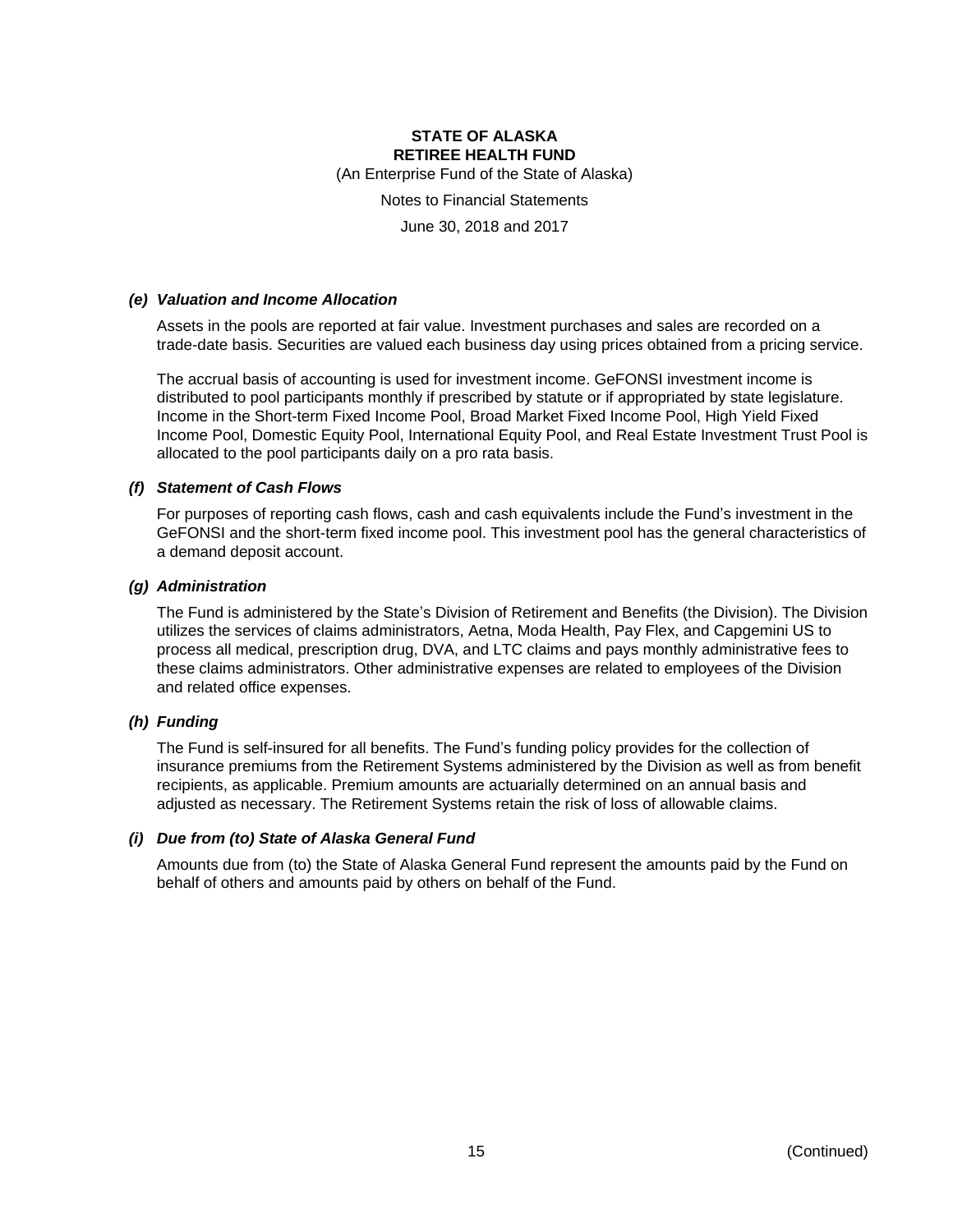#### *(e) Valuation and Income Allocation*

Assets in the pools are reported at fair value. Investment purchases and sales are recorded on a trade-date basis. Securities are valued each business day using prices obtained from a pricing service.

The accrual basis of accounting is used for investment income. GeFONSI investment income is distributed to pool participants monthly if prescribed by statute or if appropriated by state legislature. Income in the Short-term Fixed Income Pool, Broad Market Fixed Income Pool, High Yield Fixed Income Pool, Domestic Equity Pool, International Equity Pool, and Real Estate Investment Trust Pool is allocated to the pool participants daily on a pro rata basis.

#### *(f) Statement of Cash Flows*

For purposes of reporting cash flows, cash and cash equivalents include the Fund's investment in the GeFONSI and the short-term fixed income pool. This investment pool has the general characteristics of a demand deposit account.

#### *(g) Administration*

The Fund is administered by the State's Division of Retirement and Benefits (the Division). The Division utilizes the services of claims administrators, Aetna, Moda Health, Pay Flex, and Capgemini US to process all medical, prescription drug, DVA, and LTC claims and pays monthly administrative fees to these claims administrators. Other administrative expenses are related to employees of the Division and related office expenses.

#### *(h) Funding*

The Fund is self-insured for all benefits. The Fund's funding policy provides for the collection of insurance premiums from the Retirement Systems administered by the Division as well as from benefit recipients, as applicable. Premium amounts are actuarially determined on an annual basis and adjusted as necessary. The Retirement Systems retain the risk of loss of allowable claims.

#### *(i) Due from (to) State of Alaska General Fund*

Amounts due from (to) the State of Alaska General Fund represent the amounts paid by the Fund on behalf of others and amounts paid by others on behalf of the Fund.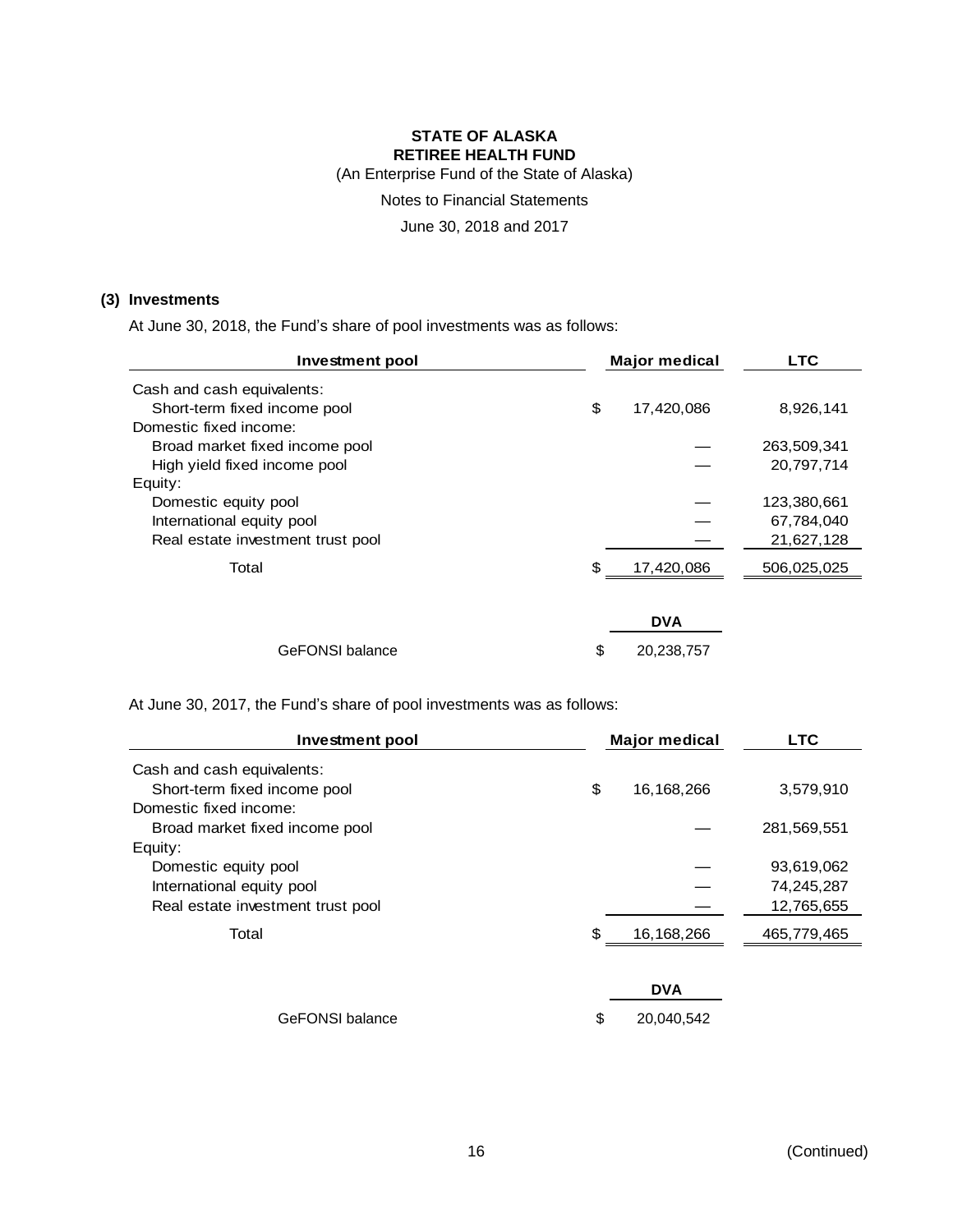**STATE OF ALASKA**
**RETIREE HEALTH FUND**
(An Enterprise Fund of the State of Alaska)
Notes to Financial Statements
June 30, 2018 and 2017

### (3) Investments

At June 30, 2018, the Fund's share of pool investments was as follows:

| Investment pool | Major medical | LTC |
|---|---|---|
| Cash and cash equivalents: | | |
| Short-term fixed income pool | $ 17,420,086 | 8,926,141 |
| Domestic fixed income: | | |
| Broad market fixed income pool | — | 263,509,341 |
| High yield fixed income pool | — | 20,797,714 |
| Equity: | | |
| Domestic equity pool | — | 123,380,661 |
| International equity pool | — | 67,784,040 |
| Real estate investment trust pool | — | 21,627,128 |
| Total | $ 17,420,086 | 506,025,025 |

| | DVA |
|---|---|
| GeFONSI balance | $ 20,238,757 |

At June 30, 2017, the Fund's share of pool investments was as follows:

| Investment pool | Major medical | LTC |
|---|---|---|
| Cash and cash equivalents: | | |
| Short-term fixed income pool | $ 16,168,266 | 3,579,910 |
| Domestic fixed income: | | |
| Broad market fixed income pool | — | 281,569,551 |
| Equity: | | |
| Domestic equity pool | — | 93,619,062 |
| International equity pool | — | 74,245,287 |
| Real estate investment trust pool | — | 12,765,655 |
| Total | $ 16,168,266 | 465,779,465 |

| | DVA |
|---|---|
| GeFONSI balance | $ 20,040,542 |

(Continued)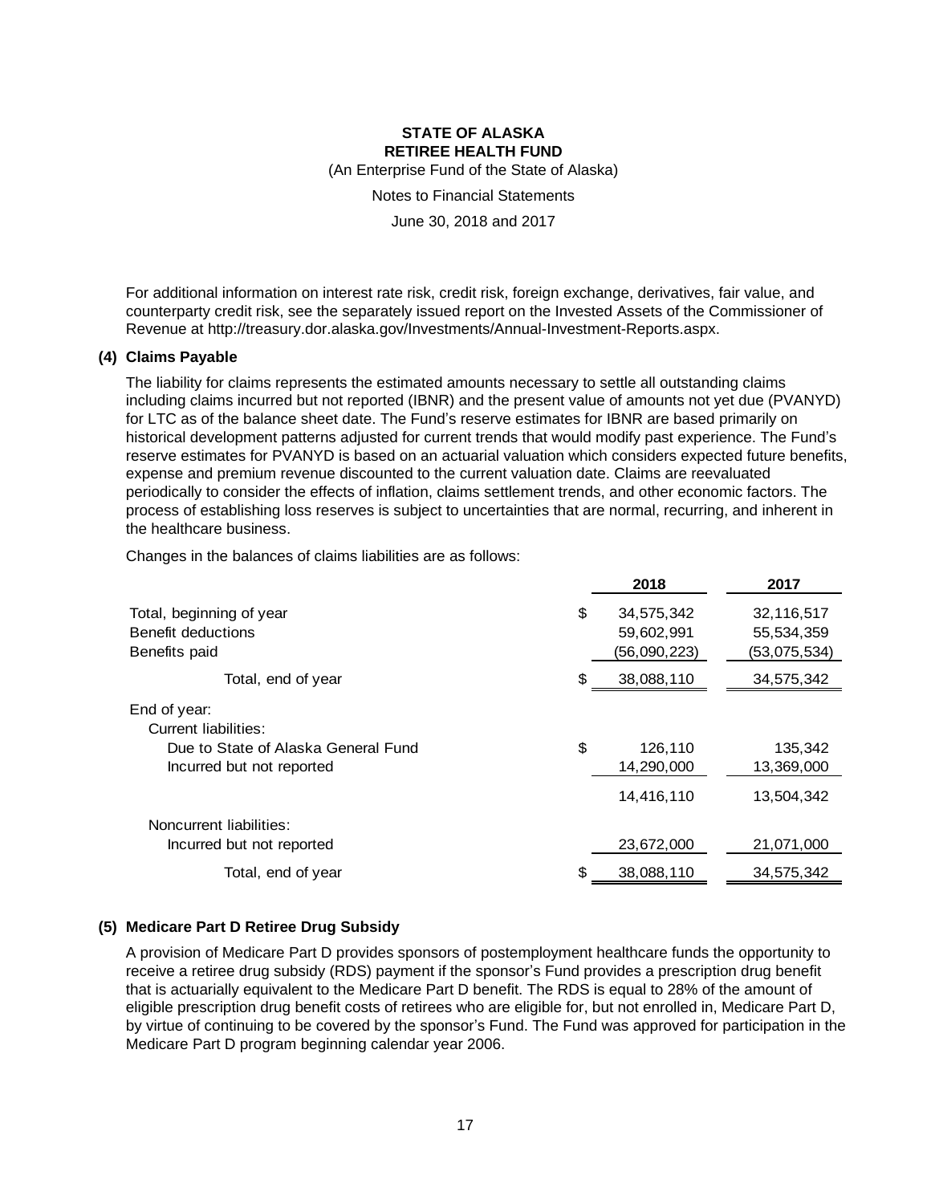**STATE OF ALASKA**
**RETIREE HEALTH FUND**
(An Enterprise Fund of the State of Alaska)
Notes to Financial Statements
June 30, 2018 and 2017

For additional information on interest rate risk, credit risk, foreign exchange, derivatives, fair value, and counterparty credit risk, see the separately issued report on the Invested Assets of the Commissioner of Revenue at http://treasury.dor.alaska.gov/Investments/Annual-Investment-Reports.aspx.

### (4) Claims Payable

The liability for claims represents the estimated amounts necessary to settle all outstanding claims including claims incurred but not reported (IBNR) and the present value of amounts not yet due (PVANYD) for LTC as of the balance sheet date. The Fund's reserve estimates for IBNR are based primarily on historical development patterns adjusted for current trends that would modify past experience. The Fund's reserve estimates for PVANYD is based on an actuarial valuation which considers expected future benefits, expense and premium revenue discounted to the current valuation date. Claims are reevaluated periodically to consider the effects of inflation, claims settlement trends, and other economic factors. The process of establishing loss reserves is subject to uncertainties that are normal, recurring, and inherent in the healthcare business.

Changes in the balances of claims liabilities are as follows:

| | 2018 | 2017 |
|---|---|---|
| Total, beginning of year | $ 34,575,342 | 32,116,517 |
| Benefit deductions | 59,602,991 | 55,534,359 |
| Benefits paid | (56,090,223) | (53,075,534) |
| Total, end of year | $ 38,088,110 | 34,575,342 |
| End of year: | | |
| Current liabilities: | | |
| Due to State of Alaska General Fund | $ 126,110 | 135,342 |
| Incurred but not reported | 14,290,000 | 13,369,000 |
| | 14,416,110 | 13,504,342 |
| Noncurrent liabilities: | | |
| Incurred but not reported | 23,672,000 | 21,071,000 |
| Total, end of year | $ 38,088,110 | 34,575,342 |

### (5) Medicare Part D Retiree Drug Subsidy

A provision of Medicare Part D provides sponsors of postemployment healthcare funds the opportunity to receive a retiree drug subsidy (RDS) payment if the sponsor's Fund provides a prescription drug benefit that is actuarially equivalent to the Medicare Part D benefit. The RDS is equal to 28% of the amount of eligible prescription drug benefit costs of retirees who are eligible for, but not enrolled in, Medicare Part D, by virtue of continuing to be covered by the sponsor's Fund. The Fund was approved for participation in the Medicare Part D program beginning calendar year 2006.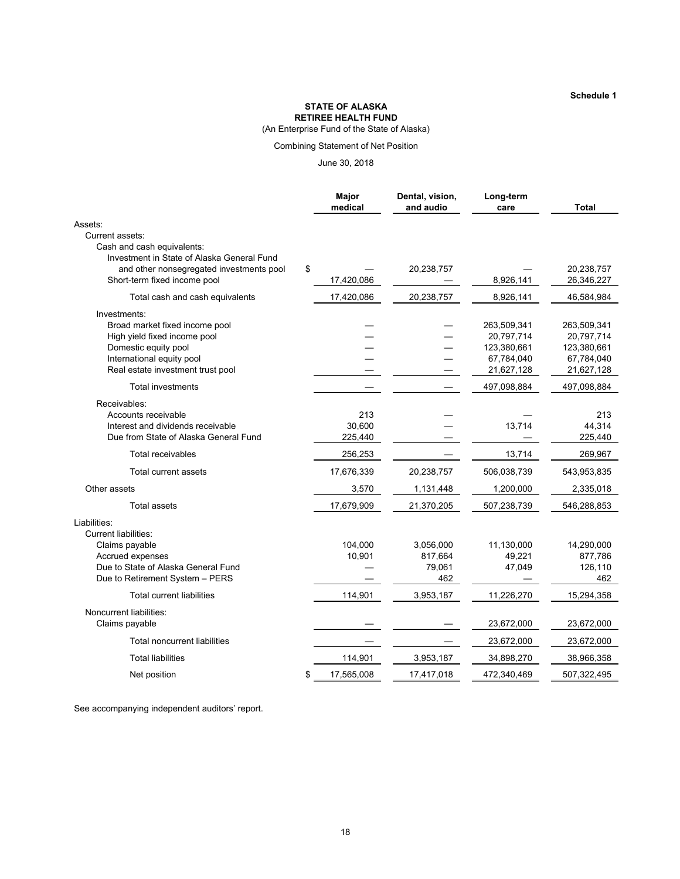Schedule 1

**STATE OF ALASKA**
**RETIREE HEALTH FUND**
(An Enterprise Fund of the State of Alaska)

Combining Statement of Net Position

June 30, 2018

| | Major medical | Dental, vision, and audio | Long-term care | Total |
|---|---|---|---|---|
| Assets: | | | | |
| Current assets: | | | | |
| Cash and cash equivalents: | | | | |
| Investment in State of Alaska General Fund and other nonsegregated investments pool | $ — | 20,238,757 | — | 20,238,757 |
| Short-term fixed income pool | 17,420,086 | — | 8,926,141 | 26,346,227 |
| Total cash and cash equivalents | 17,420,086 | 20,238,757 | 8,926,141 | 46,584,984 |
| Investments: | | | | |
| Broad market fixed income pool | — | — | 263,509,341 | 263,509,341 |
| High yield fixed income pool | — | — | 20,797,714 | 20,797,714 |
| Domestic equity pool | — | — | 123,380,661 | 123,380,661 |
| International equity pool | — | — | 67,784,040 | 67,784,040 |
| Real estate investment trust pool | — | — | 21,627,128 | 21,627,128 |
| Total investments | — | — | 497,098,884 | 497,098,884 |
| Receivables: | | | | |
| Accounts receivable | 213 | — | — | 213 |
| Interest and dividends receivable | 30,600 | — | 13,714 | 44,314 |
| Due from State of Alaska General Fund | 225,440 | — | — | 225,440 |
| Total receivables | 256,253 | — | 13,714 | 269,967 |
| Total current assets | 17,676,339 | 20,238,757 | 506,038,739 | 543,953,835 |
| Other assets | 3,570 | 1,131,448 | 1,200,000 | 2,335,018 |
| Total assets | 17,679,909 | 21,370,205 | 507,238,739 | 546,288,853 |
| Liabilities: | | | | |
| Current liabilities: | | | | |
| Claims payable | 104,000 | 3,056,000 | 11,130,000 | 14,290,000 |
| Accrued expenses | 10,901 | 817,664 | 49,221 | 877,786 |
| Due to State of Alaska General Fund | — | 79,061 | 47,049 | 126,110 |
| Due to Retirement System – PERS | — | 462 | — | 462 |
| Total current liabilities | 114,901 | 3,953,187 | 11,226,270 | 15,294,358 |
| Noncurrent liabilities: | | | | |
| Claims payable | — | — | 23,672,000 | 23,672,000 |
| Total noncurrent liabilities | — | — | 23,672,000 | 23,672,000 |
| Total liabilities | 114,901 | 3,953,187 | 34,898,270 | 38,966,358 |
| Net position | $ 17,565,008 | 17,417,018 | 472,340,469 | 507,322,495 |

See accompanying independent auditors' report.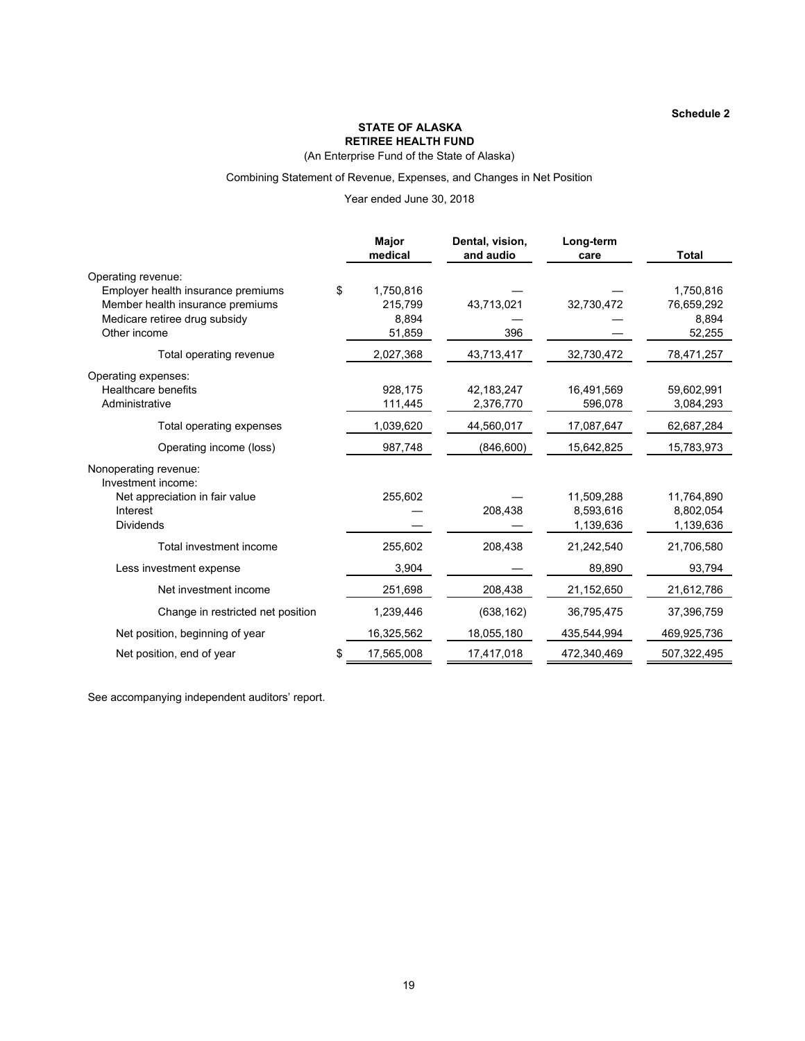Schedule 2

**STATE OF ALASKA**
**RETIREE HEALTH FUND**
(An Enterprise Fund of the State of Alaska)

Combining Statement of Revenue, Expenses, and Changes in Net Position

Year ended June 30, 2018

| | Major medical | Dental, vision, and audio | Long-term care | Total |
|---|---|---|---|---|
| Operating revenue: | | | | |
| Employer health insurance premiums | $ 1,750,816 | — | — | 1,750,816 |
| Member health insurance premiums | 215,799 | 43,713,021 | 32,730,472 | 76,659,292 |
| Medicare retiree drug subsidy | 8,894 | — | — | 8,894 |
| Other income | 51,859 | 396 | — | 52,255 |
| Total operating revenue | 2,027,368 | 43,713,417 | 32,730,472 | 78,471,257 |
| Operating expenses: | | | | |
| Healthcare benefits | 928,175 | 42,183,247 | 16,491,569 | 59,602,991 |
| Administrative | 111,445 | 2,376,770 | 596,078 | 3,084,293 |
| Total operating expenses | 1,039,620 | 44,560,017 | 17,087,647 | 62,687,284 |
| Operating income (loss) | 987,748 | (846,600) | 15,642,825 | 15,783,973 |
| Nonoperating revenue: | | | | |
| Investment income: | | | | |
| Net appreciation in fair value | 255,602 | — | 11,509,288 | 11,764,890 |
| Interest | — | 208,438 | 8,593,616 | 8,802,054 |
| Dividends | — | — | 1,139,636 | 1,139,636 |
| Total investment income | 255,602 | 208,438 | 21,242,540 | 21,706,580 |
| Less investment expense | 3,904 | — | 89,890 | 93,794 |
| Net investment income | 251,698 | 208,438 | 21,152,650 | 21,612,786 |
| Change in restricted net position | 1,239,446 | (638,162) | 36,795,475 | 37,396,759 |
| Net position, beginning of year | 16,325,562 | 18,055,180 | 435,544,994 | 469,925,736 |
| Net position, end of year | $ 17,565,008 | 17,417,018 | 472,340,469 | 507,322,495 |

See accompanying independent auditors' report.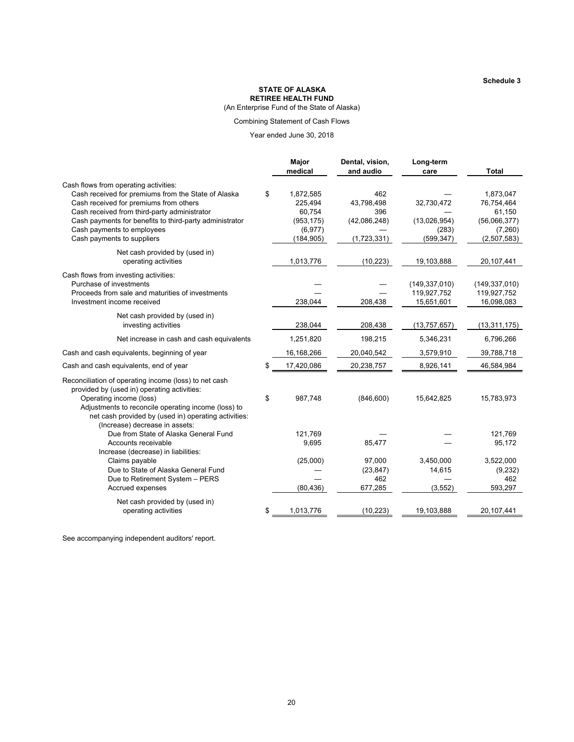Schedule 3

**STATE OF ALASKA**
**RETIREE HEALTH FUND**
(An Enterprise Fund of the State of Alaska)

Combining Statement of Cash Flows

Year ended June 30, 2018

| | Major medical | Dental, vision, and audio | Long-term care | Total |
|---|---|---|---|---|
| Cash flows from operating activities: | | | | |
| Cash received for premiums from the State of Alaska | $ 1,872,585 | 462 | — | 1,873,047 |
| Cash received for premiums from others | 225,494 | 43,798,498 | 32,730,472 | 76,754,464 |
| Cash received from third-party administrator | 60,754 | 396 | — | 61,150 |
| Cash payments for benefits to third-party administrator | (953,175) | (42,086,248) | (13,026,954) | (56,066,377) |
| Cash payments to employees | (6,977) | — | (283) | (7,260) |
| Cash payments to suppliers | (184,905) | (1,723,331) | (599,347) | (2,507,583) |
| Net cash provided by (used in) operating activities | 1,013,776 | (10,223) | 19,103,888 | 20,107,441 |
| Cash flows from investing activities: | | | | |
| Purchase of investments | — | — | (149,337,010) | (149,337,010) |
| Proceeds from sale and maturities of investments | — | — | 119,927,752 | 119,927,752 |
| Investment income received | 238,044 | 208,438 | 15,651,601 | 16,098,083 |
| Net cash provided by (used in) investing activities | 238,044 | 208,438 | (13,757,657) | (13,311,175) |
| Net increase in cash and cash equivalents | 1,251,820 | 198,215 | 5,346,231 | 6,796,266 |
| Cash and cash equivalents, beginning of year | 16,168,266 | 20,040,542 | 3,579,910 | 39,788,718 |
| Cash and cash equivalents, end of year | $ 17,420,086 | 20,238,757 | 8,926,141 | 46,584,984 |
| Reconciliation of operating income (loss) to net cash provided by (used in) operating activities: | | | | |
| Operating income (loss) | $ 987,748 | (846,600) | 15,642,825 | 15,783,973 |
| Adjustments to reconcile operating income (loss) to net cash provided by (used in) operating activities: | | | | |
| (Increase) decrease in assets: | | | | |
| Due from State of Alaska General Fund | 121,769 | — | — | 121,769 |
| Accounts receivable | 9,695 | 85,477 | — | 95,172 |
| Increase (decrease) in liabilities: | | | | |
| Claims payable | (25,000) | 97,000 | 3,450,000 | 3,522,000 |
| Due to State of Alaska General Fund | — | (23,847) | 14,615 | (9,232) |
| Due to Retirement System – PERS | — | 462 | — | 462 |
| Accrued expenses | (80,436) | 677,285 | (3,552) | 593,297 |
| Net cash provided by (used in) operating activities | $ 1,013,776 | (10,223) | 19,103,888 | 20,107,441 |

See accompanying independent auditors' report.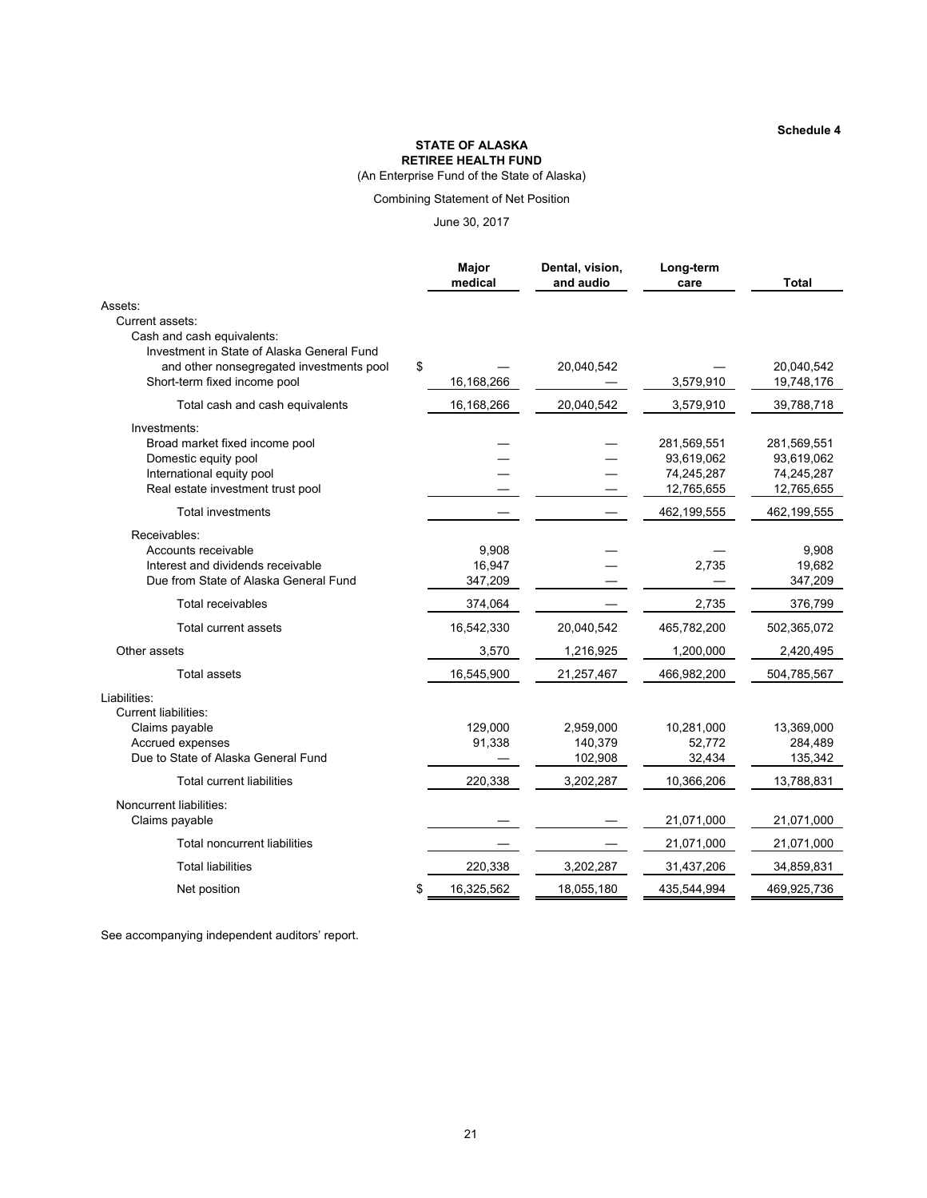Schedule 4

**STATE OF ALASKA**
**RETIREE HEALTH FUND**
(An Enterprise Fund of the State of Alaska)

Combining Statement of Net Position

June 30, 2017

| | Major medical | Dental, vision, and audio | Long-term care | Total |
|---|---|---|---|---|
| Assets: | | | | |
| Current assets: | | | | |
| Cash and cash equivalents: | | | | |
| Investment in State of Alaska General Fund and other nonsegregated investments pool | $ — | 20,040,542 | — | 20,040,542 |
| Short-term fixed income pool | 16,168,266 | — | 3,579,910 | 19,748,176 |
| Total cash and cash equivalents | 16,168,266 | 20,040,542 | 3,579,910 | 39,788,718 |
| Investments: | | | | |
| Broad market fixed income pool | — | — | 281,569,551 | 281,569,551 |
| Domestic equity pool | — | — | 93,619,062 | 93,619,062 |
| International equity pool | — | — | 74,245,287 | 74,245,287 |
| Real estate investment trust pool | — | — | 12,765,655 | 12,765,655 |
| Total investments | — | — | 462,199,555 | 462,199,555 |
| Receivables: | | | | |
| Accounts receivable | 9,908 | — | — | 9,908 |
| Interest and dividends receivable | 16,947 | — | 2,735 | 19,682 |
| Due from State of Alaska General Fund | 347,209 | — | — | 347,209 |
| Total receivables | 374,064 | — | 2,735 | 376,799 |
| Total current assets | 16,542,330 | 20,040,542 | 465,782,200 | 502,365,072 |
| Other assets | 3,570 | 1,216,925 | 1,200,000 | 2,420,495 |
| Total assets | 16,545,900 | 21,257,467 | 466,982,200 | 504,785,567 |
| Liabilities: | | | | |
| Current liabilities: | | | | |
| Claims payable | 129,000 | 2,959,000 | 10,281,000 | 13,369,000 |
| Accrued expenses | 91,338 | 140,379 | 52,772 | 284,489 |
| Due to State of Alaska General Fund | — | 102,908 | 32,434 | 135,342 |
| Total current liabilities | 220,338 | 3,202,287 | 10,366,206 | 13,788,831 |
| Noncurrent liabilities: | | | | |
| Claims payable | — | — | 21,071,000 | 21,071,000 |
| Total noncurrent liabilities | — | — | 21,071,000 | 21,071,000 |
| Total liabilities | 220,338 | 3,202,287 | 31,437,206 | 34,859,831 |
| Net position | $ 16,325,562 | 18,055,180 | 435,544,994 | 469,925,736 |

See accompanying independent auditors' report.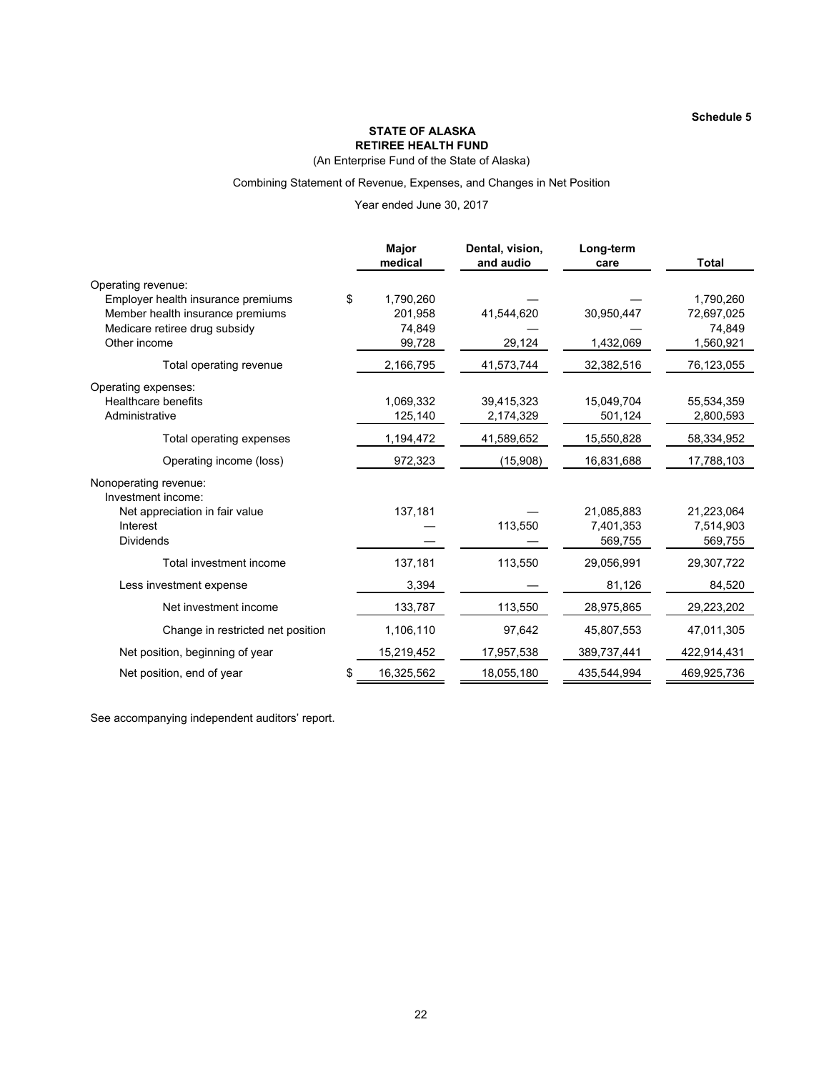Schedule 5

**STATE OF ALASKA**
**RETIREE HEALTH FUND**
(An Enterprise Fund of the State of Alaska)

Combining Statement of Revenue, Expenses, and Changes in Net Position

Year ended June 30, 2017

| | Major medical | Dental, vision, and audio | Long-term care | Total |
|---|---|---|---|---|
| Operating revenue: | | | | |
| Employer health insurance premiums | $ 1,790,260 | — | — | 1,790,260 |
| Member health insurance premiums | 201,958 | 41,544,620 | 30,950,447 | 72,697,025 |
| Medicare retiree drug subsidy | 74,849 | — | — | 74,849 |
| Other income | 99,728 | 29,124 | 1,432,069 | 1,560,921 |
| Total operating revenue | 2,166,795 | 41,573,744 | 32,382,516 | 76,123,055 |
| Operating expenses: | | | | |
| Healthcare benefits | 1,069,332 | 39,415,323 | 15,049,704 | 55,534,359 |
| Administrative | 125,140 | 2,174,329 | 501,124 | 2,800,593 |
| Total operating expenses | 1,194,472 | 41,589,652 | 15,550,828 | 58,334,952 |
| Operating income (loss) | 972,323 | (15,908) | 16,831,688 | 17,788,103 |
| Nonoperating revenue: | | | | |
| Investment income: | | | | |
| Net appreciation in fair value | 137,181 | — | 21,085,883 | 21,223,064 |
| Interest | — | 113,550 | 7,401,353 | 7,514,903 |
| Dividends | — | — | 569,755 | 569,755 |
| Total investment income | 137,181 | 113,550 | 29,056,991 | 29,307,722 |
| Less investment expense | 3,394 | — | 81,126 | 84,520 |
| Net investment income | 133,787 | 113,550 | 28,975,865 | 29,223,202 |
| Change in restricted net position | 1,106,110 | 97,642 | 45,807,553 | 47,011,305 |
| Net position, beginning of year | 15,219,452 | 17,957,538 | 389,737,441 | 422,914,431 |
| Net position, end of year | $ 16,325,562 | 18,055,180 | 435,544,994 | 469,925,736 |

See accompanying independent auditors' report.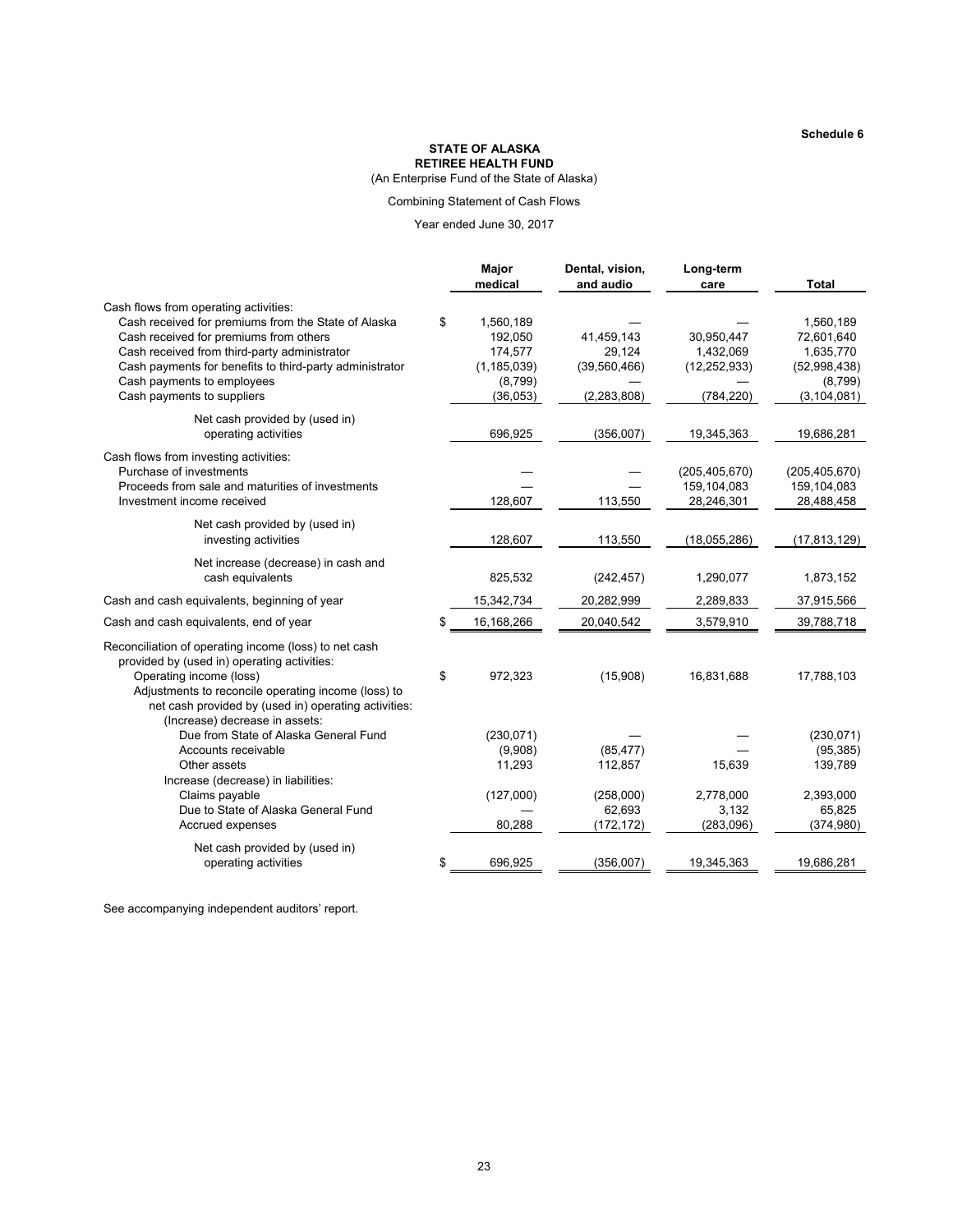Schedule 6

**STATE OF ALASKA**
**RETIREE HEALTH FUND**
(An Enterprise Fund of the State of Alaska)

Combining Statement of Cash Flows

Year ended June 30, 2017

| | Major medical | Dental, vision, and audio | Long-term care | Total |
|---|---|---|---|---|
| Cash flows from operating activities: | | | | |
| Cash received for premiums from the State of Alaska | $ 1,560,189 | — | — | 1,560,189 |
| Cash received for premiums from others | 192,050 | 41,459,143 | 30,950,447 | 72,601,640 |
| Cash received from third-party administrator | 174,577 | 29,124 | 1,432,069 | 1,635,770 |
| Cash payments for benefits to third-party administrator | (1,185,039) | (39,560,466) | (12,252,933) | (52,998,438) |
| Cash payments to employees | (8,799) | — | — | (8,799) |
| Cash payments to suppliers | (36,053) | (2,283,808) | (784,220) | (3,104,081) |
| Net cash provided by (used in) operating activities | 696,925 | (356,007) | 19,345,363 | 19,686,281 |
| Cash flows from investing activities: | | | | |
| Purchase of investments | — | — | (205,405,670) | (205,405,670) |
| Proceeds from sale and maturities of investments | — | — | 159,104,083 | 159,104,083 |
| Investment income received | 128,607 | 113,550 | 28,246,301 | 28,488,458 |
| Net cash provided by (used in) investing activities | 128,607 | 113,550 | (18,055,286) | (17,813,129) |
| Net increase (decrease) in cash and cash equivalents | 825,532 | (242,457) | 1,290,077 | 1,873,152 |
| Cash and cash equivalents, beginning of year | 15,342,734 | 20,282,999 | 2,289,833 | 37,915,566 |
| Cash and cash equivalents, end of year | $ 16,168,266 | 20,040,542 | 3,579,910 | 39,788,718 |
| Reconciliation of operating income (loss) to net cash provided by (used in) operating activities: | | | | |
| Operating income (loss) | $ 972,323 | (15,908) | 16,831,688 | 17,788,103 |
| Adjustments to reconcile operating income (loss) to net cash provided by (used in) operating activities: | | | | |
| (Increase) decrease in assets: | | | | |
| Due from State of Alaska General Fund | (230,071) | — | — | (230,071) |
| Accounts receivable | (9,908) | (85,477) | — | (95,385) |
| Other assets | 11,293 | 112,857 | 15,639 | 139,789 |
| Increase (decrease) in liabilities: | | | | |
| Claims payable | (127,000) | (258,000) | 2,778,000 | 2,393,000 |
| Due to State of Alaska General Fund | — | 62,693 | 3,132 | 65,825 |
| Accrued expenses | 80,288 | (172,172) | (283,096) | (374,980) |
| Net cash provided by (used in) operating activities | $ 696,925 | (356,007) | 19,345,363 | 19,686,281 |

See accompanying independent auditors' report.